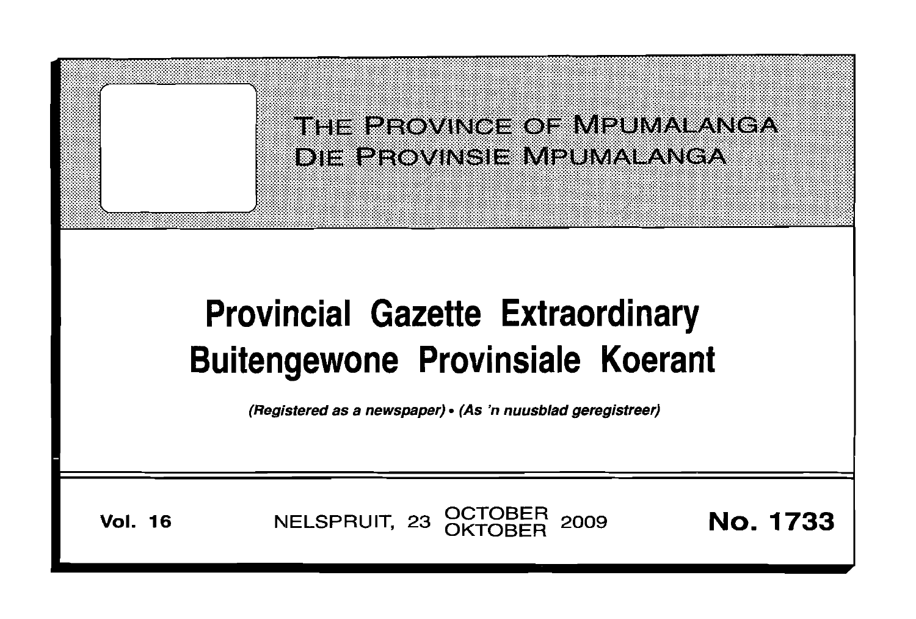THE PROVINCE OF MPUMALANGA
DIE PROVINSIE MPUMALANGA

# Provincial Gazette Extraordinary
# Buitengewone Provinsiale Koerant

*(Registered as a newspaper) • (As 'n nuusblad geregistreer)*

**Vol. 16** NELSPRUIT, 23 OCTOBER OKTOBER 2009 **No. 1733**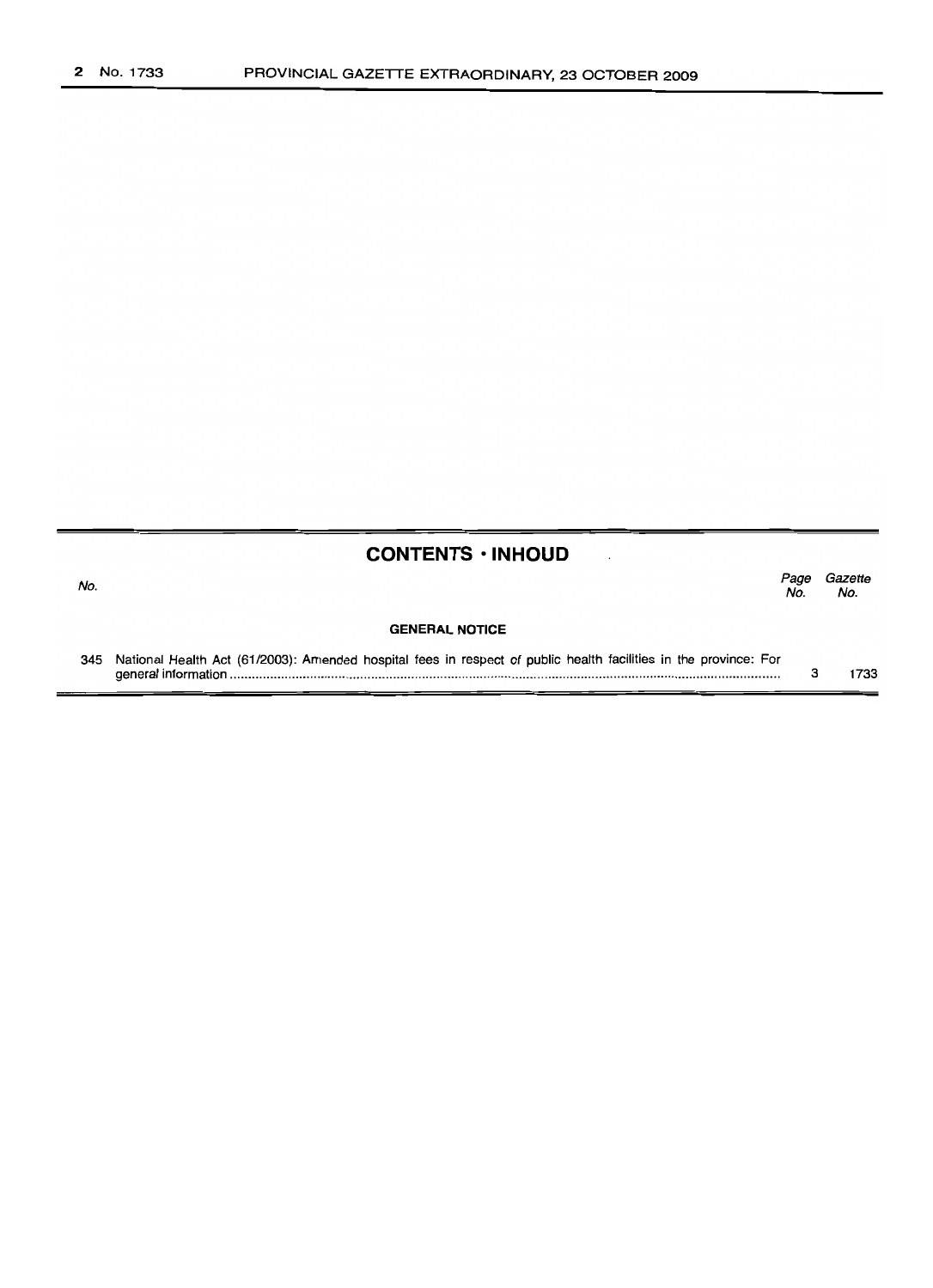## CONTENTS · INHOUD

| No. | | Page No. | Gazette No. |
|---|---|---|---|
| | **GENERAL NOTICE** | | |
| 345 | National Health Act (61/2003): Amended hospital fees in respect of public health facilities in the province: For general information | 3 | 1733 |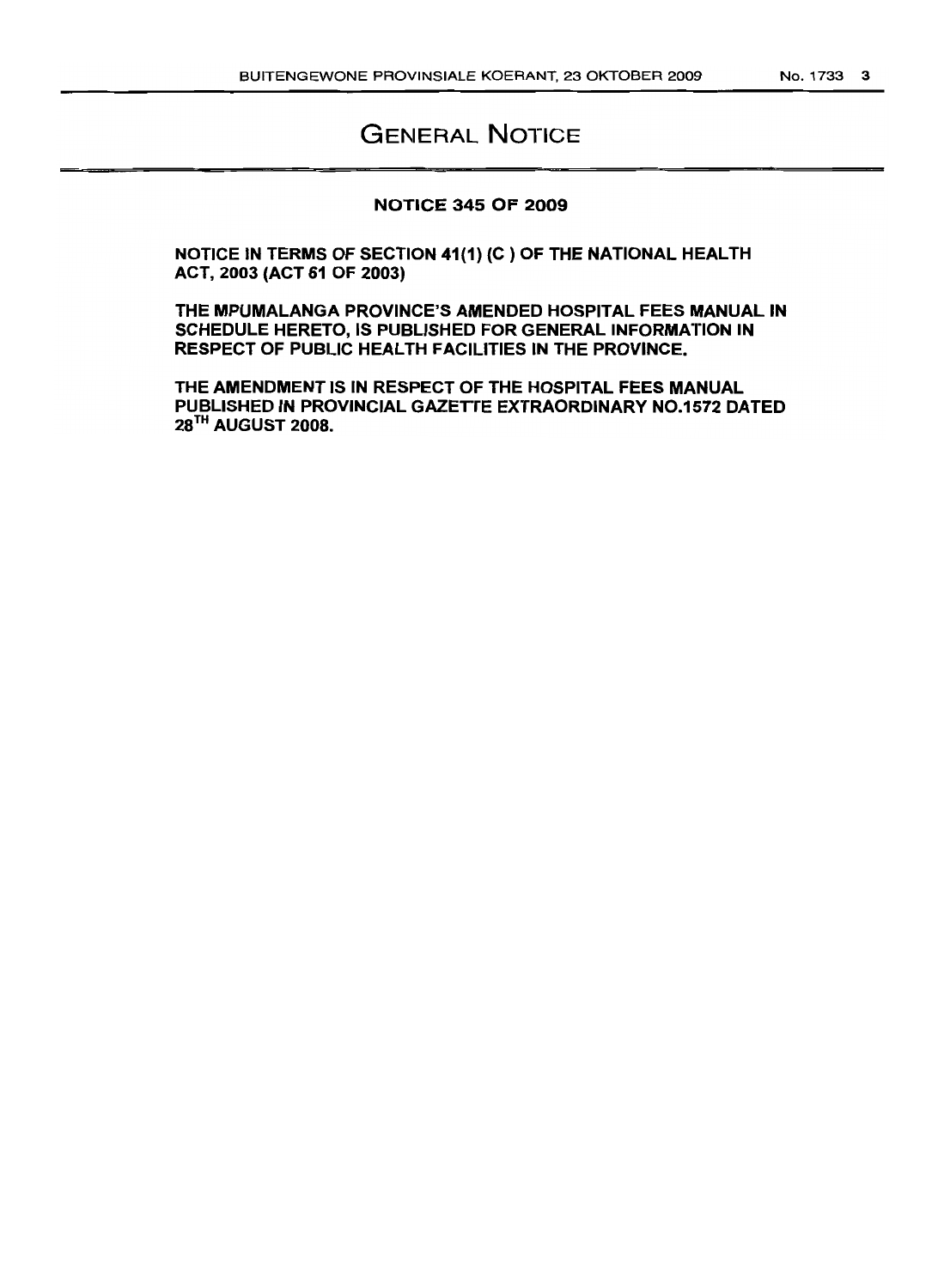# GENERAL NOTICE

## NOTICE 345 OF 2009

**NOTICE IN TERMS OF SECTION 41(1) (C ) OF THE NATIONAL HEALTH ACT, 2003 (ACT 61 OF 2003)**

**THE MPUMALANGA PROVINCE'S AMENDED HOSPITAL FEES MANUAL IN SCHEDULE HERETO, IS PUBLISHED FOR GENERAL INFORMATION IN RESPECT OF PUBLIC HEALTH FACILITIES IN THE PROVINCE.**

**THE AMENDMENT IS IN RESPECT OF THE HOSPITAL FEES MANUAL PUBLISHED IN PROVINCIAL GAZETTE EXTRAORDINARY NO.1572 DATED 28TH AUGUST 2008.**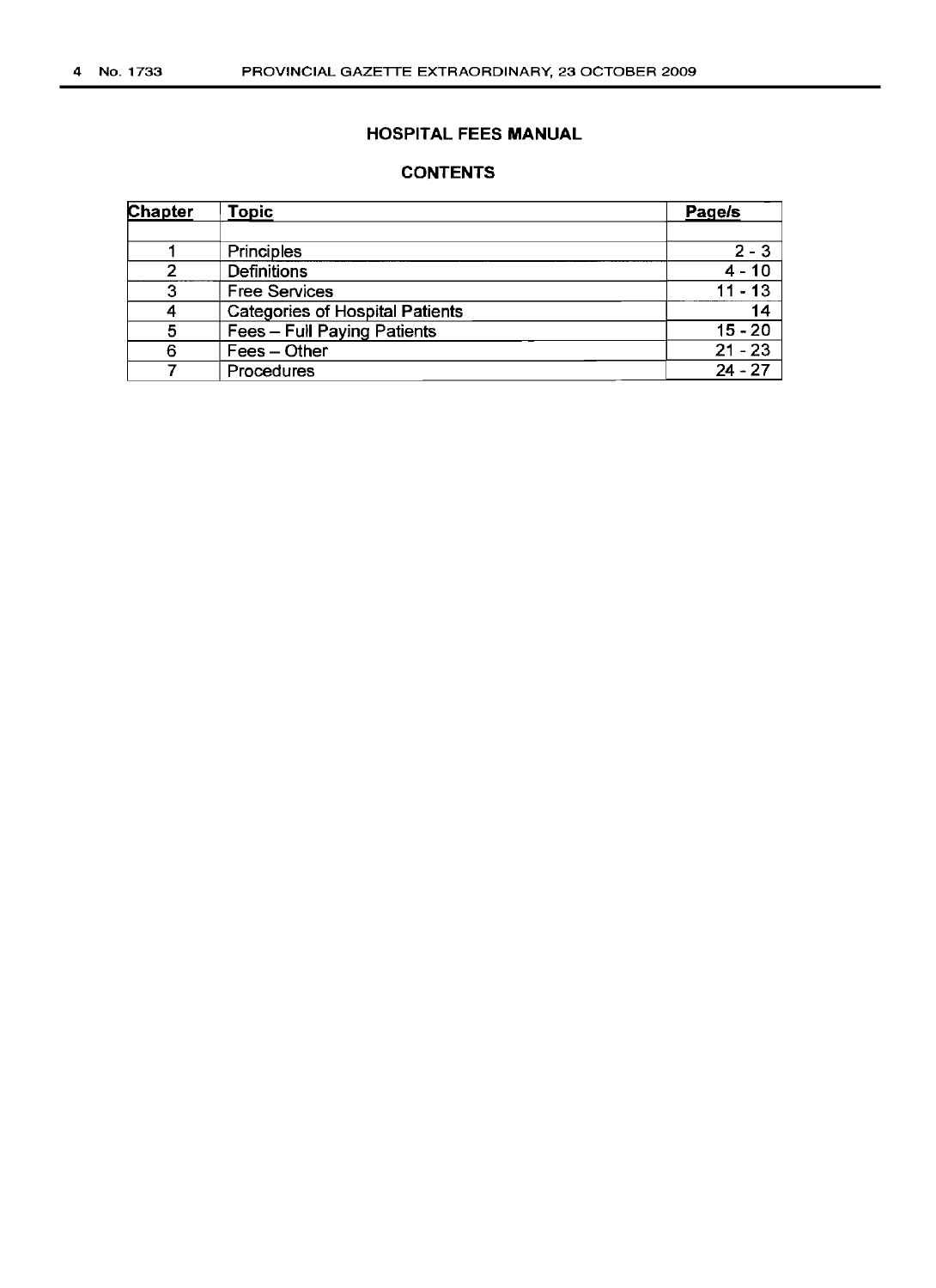## HOSPITAL FEES MANUAL

### CONTENTS

| Chapter | Topic | Page/s |
|---|---|---|
| | | |
| 1 | Principles | 2 - 3 |
| 2 | Definitions | 4 - 10 |
| 3 | Free Services | 11 - 13 |
| 4 | Categories of Hospital Patients | 14 |
| 5 | Fees – Full Paying Patients | 15 - 20 |
| 6 | Fees – Other | 21 - 23 |
| 7 | Procedures | 24 - 27 |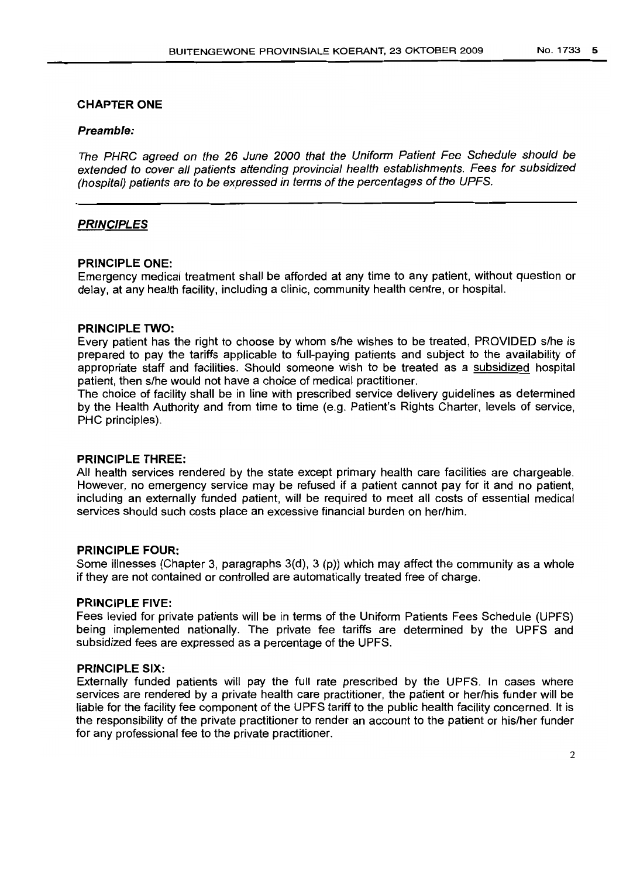## CHAPTER ONE

***Preamble:***

*The PHRC agreed on the 26 June 2000 that the Uniform Patient Fee Schedule should be extended to cover all patients attending provincial health establishments. Fees for subsidized (hospital) patients are to be expressed in terms of the percentages of the UPFS.*

---

### ***PRINCIPLES***

**PRINCIPLE ONE:**
Emergency medical treatment shall be afforded at any time to any patient, without question or delay, at any health facility, including a clinic, community health centre, or hospital.

**PRINCIPLE TWO:**
Every patient has the right to choose by whom s/he wishes to be treated, PROVIDED s/he is prepared to pay the tariffs applicable to full-paying patients and subject to the availability of appropriate staff and facilities. Should someone wish to be treated as a subsidized hospital patient, then s/he would not have a choice of medical practitioner.
The choice of facility shall be in line with prescribed service delivery guidelines as determined by the Health Authority and from time to time (e.g. Patient's Rights Charter, levels of service, PHC principles).

**PRINCIPLE THREE:**
All health services rendered by the state except primary health care facilities are chargeable. However, no emergency service may be refused if a patient cannot pay for it and no patient, including an externally funded patient, will be required to meet all costs of essential medical services should such costs place an excessive financial burden on her/him.

**PRINCIPLE FOUR:**
Some illnesses (Chapter 3, paragraphs 3(d), 3 (p)) which may affect the community as a whole if they are not contained or controlled are automatically treated free of charge.

**PRINCIPLE FIVE:**
Fees levied for private patients will be in terms of the Uniform Patients Fees Schedule (UPFS) being implemented nationally. The private fee tariffs are determined by the UPFS and subsidized fees are expressed as a percentage of the UPFS.

**PRINCIPLE SIX:**
Externally funded patients will pay the full rate prescribed by the UPFS. In cases where services are rendered by a private health care practitioner, the patient or her/his funder will be liable for the facility fee component of the UPFS tariff to the public health facility concerned. It is the responsibility of the private practitioner to render an account to the patient or his/her funder for any professional fee to the private practitioner.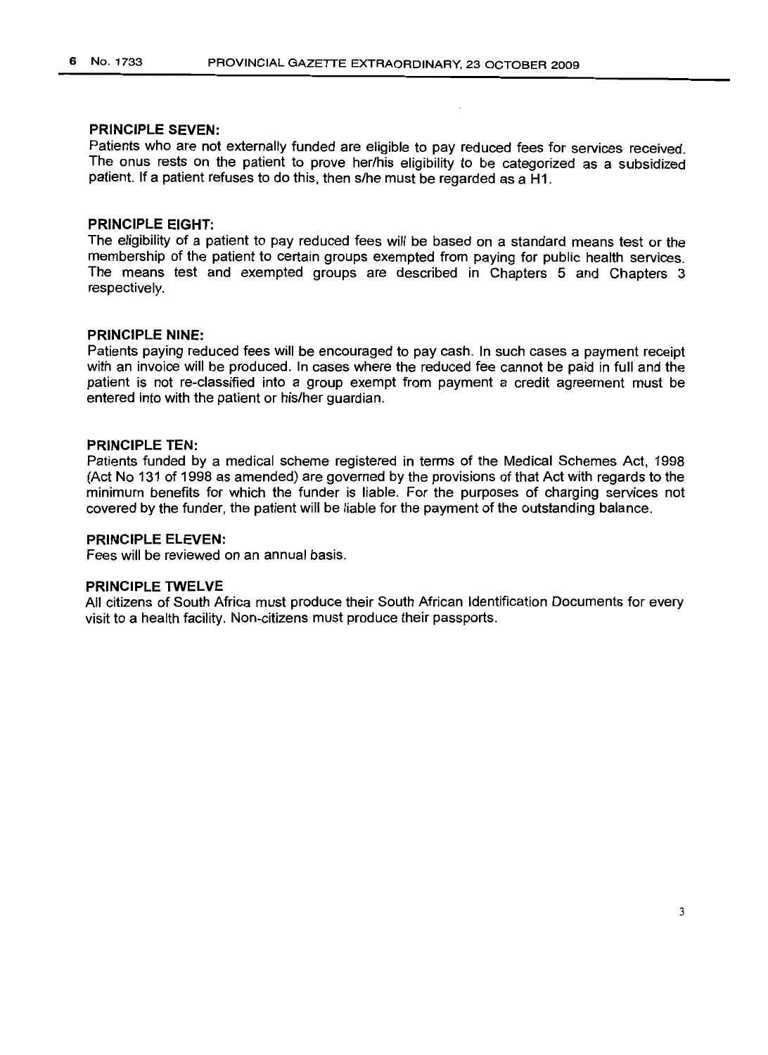**PRINCIPLE SEVEN:**

Patients who are not externally funded are eligible to pay reduced fees for services received. The onus rests on the patient to prove her/his eligibility to be categorized as a subsidized patient. If a patient refuses to do this, then s/he must be regarded as a H1.

**PRINCIPLE EIGHT:**

The eligibility of a patient to pay reduced fees will be based on a standard means test or the membership of the patient to certain groups exempted from paying for public health services. The means test and exempted groups are described in Chapters 5 and Chapters 3 respectively.

**PRINCIPLE NINE:**

Patients paying reduced fees will be encouraged to pay cash. In such cases a payment receipt with an invoice will be produced. In cases where the reduced fee cannot be paid in full and the patient is not re-classified into a group exempt from payment a credit agreement must be entered into with the patient or his/her guardian.

**PRINCIPLE TEN:**

Patients funded by a medical scheme registered in terms of the Medical Schemes Act, 1998 (Act No 131 of 1998 as amended) are governed by the provisions of that Act with regards to the minimum benefits for which the funder is liable. For the purposes of charging services not covered by the funder, the patient will be liable for the payment of the outstanding balance.

**PRINCIPLE ELEVEN:**

Fees will be reviewed on an annual basis.

**PRINCIPLE TWELVE**

All citizens of South Africa must produce their South African Identification Documents for every visit to a health facility. Non-citizens must produce their passports.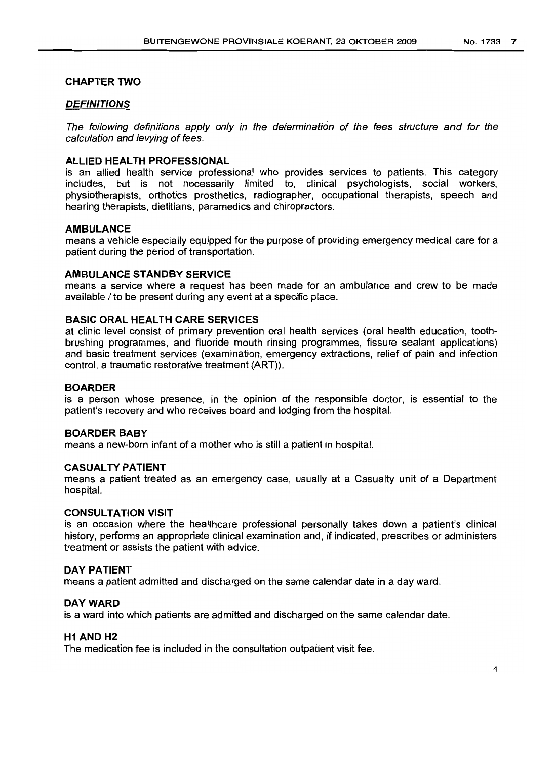## CHAPTER TWO

### *DEFINITIONS*

*The following definitions apply only in the determination of the fees structure and for the calculation and levying of fees.*

**ALLIED HEALTH PROFESSIONAL**
is an allied health service professional who provides services to patients. This category includes, but is not necessarily limited to, clinical psychologists, social workers, physiotherapists, orthotics prosthetics, radiographer, occupational therapists, speech and hearing therapists, dietitians, paramedics and chiropractors.

**AMBULANCE**
means a vehicle especially equipped for the purpose of providing emergency medical care for a patient during the period of transportation.

**AMBULANCE STANDBY SERVICE**
means a service where a request has been made for an ambulance and crew to be made available / to be present during any event at a specific place.

**BASIC ORAL HEALTH CARE SERVICES**
at clinic level consist of primary prevention oral health services (oral health education, tooth-brushing programmes, and fluoride mouth rinsing programmes, fissure sealant applications) and basic treatment services (examination, emergency extractions, relief of pain and infection control, a traumatic restorative treatment (ART)).

**BOARDER**
is a person whose presence, in the opinion of the responsible doctor, is essential to the patient's recovery and who receives board and lodging from the hospital.

**BOARDER BABY**
means a new-born infant of a mother who is still a patient in hospital.

**CASUALTY PATIENT**
means a patient treated as an emergency case, usually at a Casualty unit of a Department hospital.

**CONSULTATION VISIT**
is an occasion where the healthcare professional personally takes down a patient's clinical history, performs an appropriate clinical examination and, if indicated, prescribes or administers treatment or assists the patient with advice.

**DAY PATIENT**
means a patient admitted and discharged on the same calendar date in a day ward.

**DAY WARD**
is a ward into which patients are admitted and discharged on the same calendar date.

**H1 AND H2**
The medication fee is included in the consultation outpatient visit fee.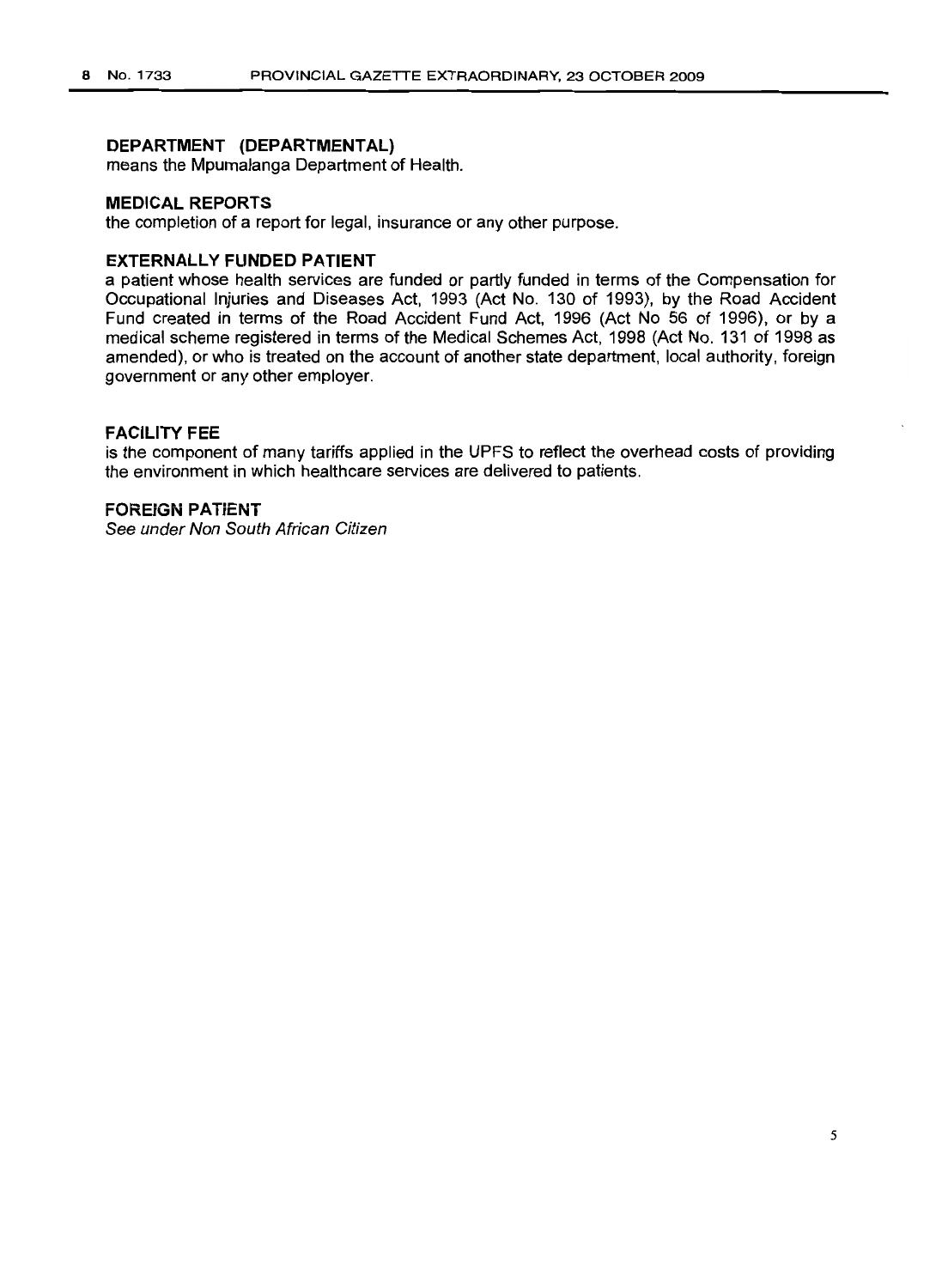**DEPARTMENT (DEPARTMENTAL)**
means the Mpumalanga Department of Health.

**MEDICAL REPORTS**
the completion of a report for legal, insurance or any other purpose.

**EXTERNALLY FUNDED PATIENT**
a patient whose health services are funded or partly funded in terms of the Compensation for Occupational Injuries and Diseases Act, 1993 (Act No. 130 of 1993), by the Road Accident Fund created in terms of the Road Accident Fund Act, 1996 (Act No 56 of 1996), or by a medical scheme registered in terms of the Medical Schemes Act, 1998 (Act No. 131 of 1998 as amended), or who is treated on the account of another state department, local authority, foreign government or any other employer.

**FACILITY FEE**
is the component of many tariffs applied in the UPFS to reflect the overhead costs of providing the environment in which healthcare services are delivered to patients.

**FOREIGN PATIENT**
*See under Non South African Citizen*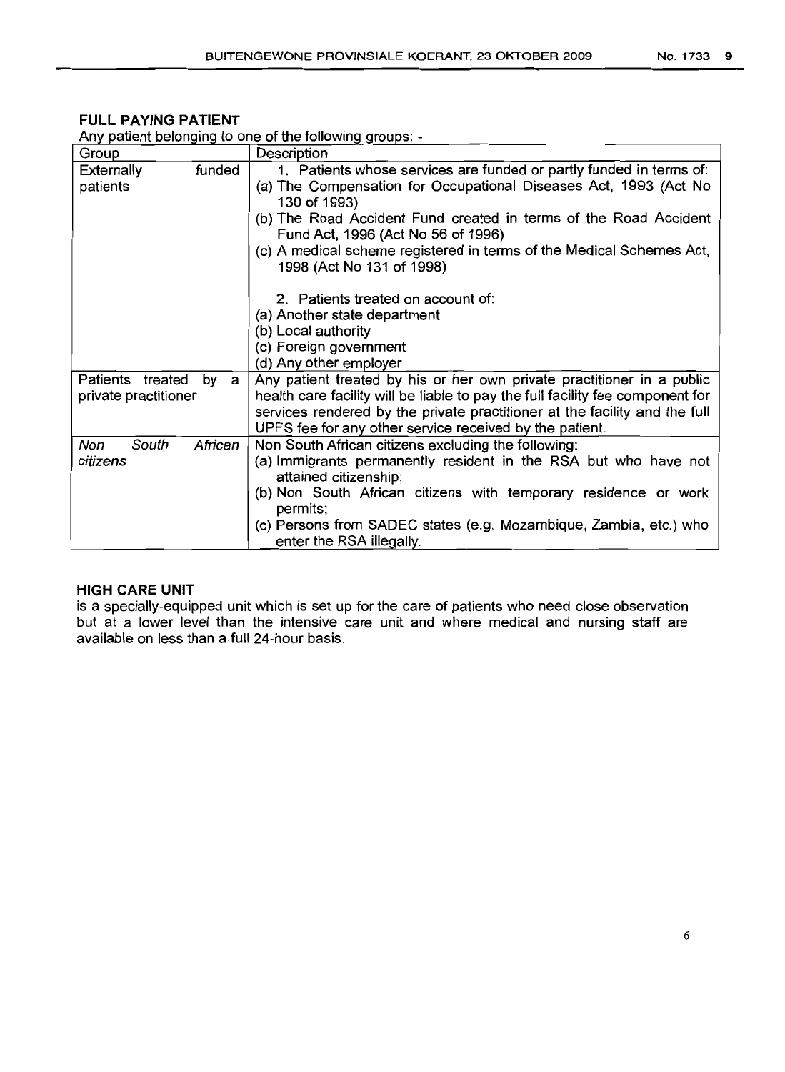**FULL PAYING PATIENT**

Any patient belonging to one of the following groups: -

| Group | Description |
|---|---|
| Externally funded patients | 1. Patients whose services are funded or partly funded in terms of:<br>(a) The Compensation for Occupational Diseases Act, 1993 (Act No 130 of 1993)<br>(b) The Road Accident Fund created in terms of the Road Accident Fund Act, 1996 (Act No 56 of 1996)<br>(c) A medical scheme registered in terms of the Medical Schemes Act, 1998 (Act No 131 of 1998)<br><br>2. Patients treated on account of:<br>(a) Another state department<br>(b) Local authority<br>(c) Foreign government<br>(d) Any other employer |
| Patients treated by a private practitioner | Any patient treated by his or her own private practitioner in a public health care facility will be liable to pay the full facility fee component for services rendered by the private practitioner at the facility and the full UPFS fee for any other service received by the patient. |
| *Non South African citizens* | Non South African citizens excluding the following:<br>(a) Immigrants permanently resident in the RSA but who have not attained citizenship;<br>(b) Non South African citizens with temporary residence or work permits;<br>(c) Persons from SADEC states (e.g. Mozambique, Zambia, etc.) who enter the RSA illegally. |

**HIGH CARE UNIT**

is a specially-equipped unit which is set up for the care of patients who need close observation but at a lower level than the intensive care unit and where medical and nursing staff are available on less than a full 24-hour basis.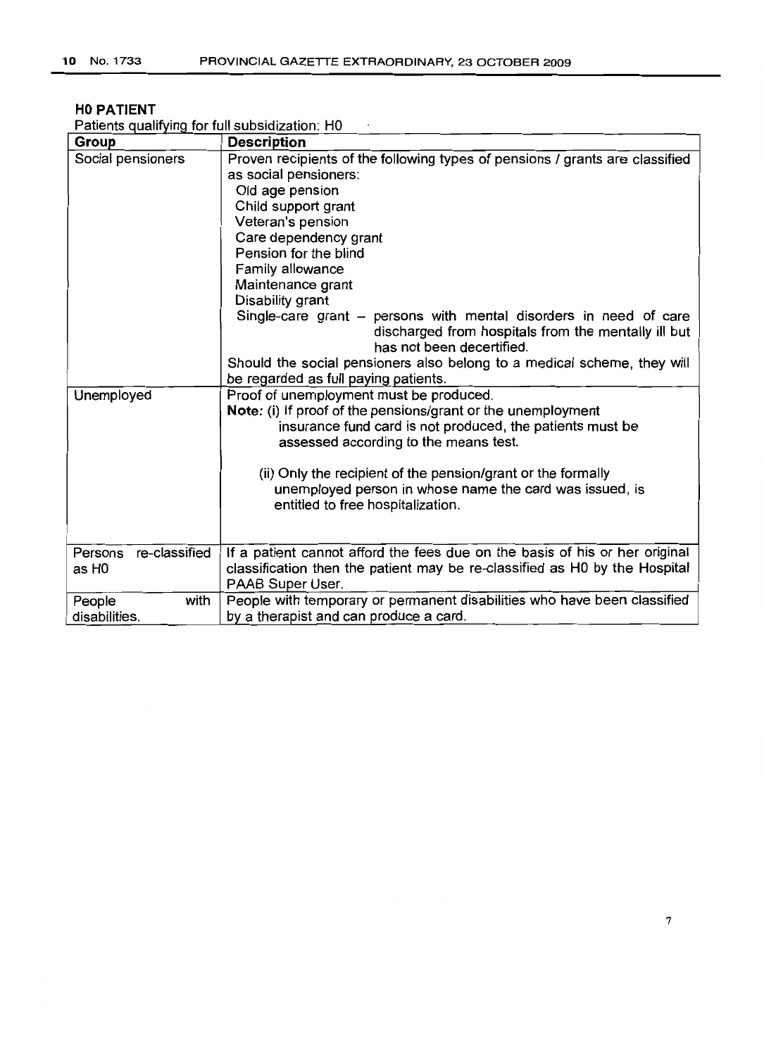**H0 PATIENT**

Patients qualifying for full subsidization: H0

| Group | Description |
| --- | --- |
| Social pensioners | Proven recipients of the following types of pensions / grants are classified as social pensioners:<br>Old age pension<br>Child support grant<br>Veteran's pension<br>Care dependency grant<br>Pension for the blind<br>Family allowance<br>Maintenance grant<br>Disability grant<br>Single-care grant – persons with mental disorders in need of care discharged from hospitals from the mentally ill but has not been decertified.<br>Should the social pensioners also belong to a medical scheme, they will be regarded as full paying patients. |
| Unemployed | Proof of unemployment must be produced.<br>**Note:** (i) If proof of the pensions/grant or the unemployment insurance fund card is not produced, the patients must be assessed according to the means test.<br>(ii) Only the recipient of the pension/grant or the formally unemployed person in whose name the card was issued, is entitled to free hospitalization. |
| Persons re-classified as H0 | If a patient cannot afford the fees due on the basis of his or her original classification then the patient may be re-classified as H0 by the Hospital PAAB Super User. |
| People with disabilities. | People with temporary or permanent disabilities who have been classified by a therapist and can produce a card. |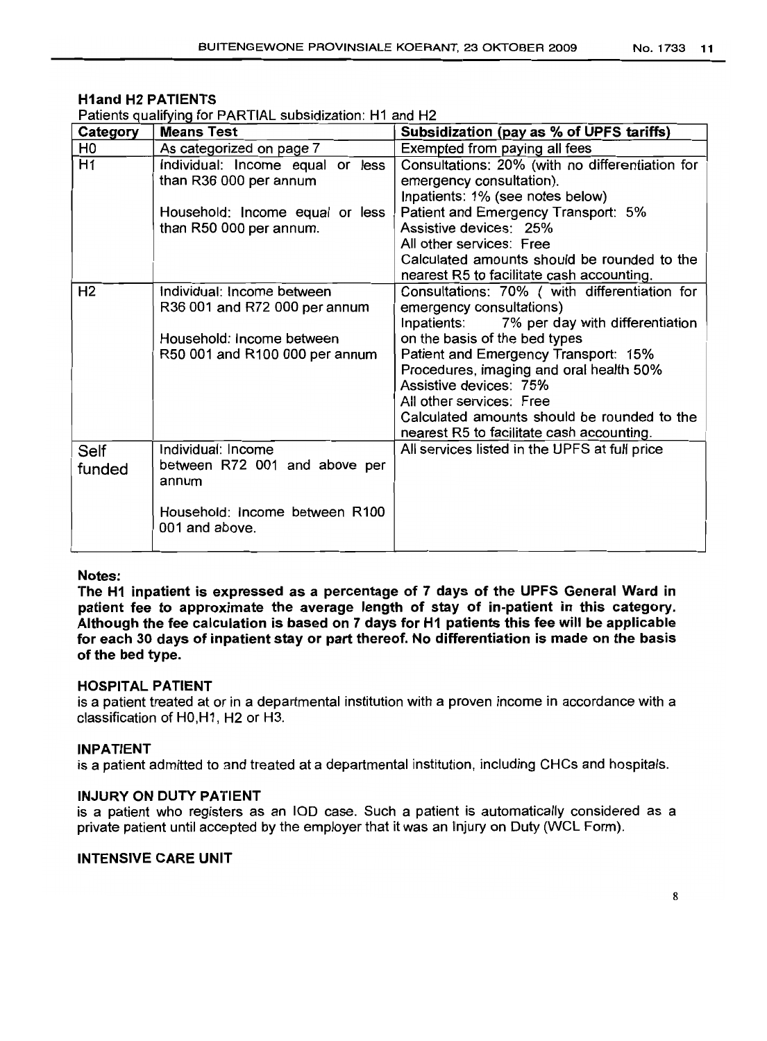### H1and H2 PATIENTS

Patients qualifying for PARTIAL subsidization: H1 and H2

| Category | Means Test | Subsidization (pay as % of UPFS tariffs) |
|---|---|---|
| H0 | As categorized on page 7 | Exempted from paying all fees |
| H1 | Individual: Income equal or less than R36 000 per annum<br><br>Household: Income equal or less than R50 000 per annum. | Consultations: 20% (with no differentiation for emergency consultation).<br>Inpatients: 1% (see notes below)<br>Patient and Emergency Transport: 5%<br>Assistive devices: 25%<br>All other services: Free<br>Calculated amounts should be rounded to the nearest R5 to facilitate cash accounting. |
| H2 | Individual: Income between R36 001 and R72 000 per annum<br><br>Household: Income between R50 001 and R100 000 per annum | Consultations: 70% ( with differentiation for emergency consultations)<br>Inpatients: 7% per day with differentiation on the basis of the bed types<br>Patient and Emergency Transport: 15%<br>Procedures, imaging and oral health 50%<br>Assistive devices: 75%<br>All other services: Free<br>Calculated amounts should be rounded to the nearest R5 to facilitate cash accounting. |
| Self funded | Individual: Income between R72 001 and above per annum<br><br>Household: Income between R100 001 and above. | All services listed in the UPFS at full price |

**Notes:**

**The H1 inpatient is expressed as a percentage of 7 days of the UPFS General Ward in patient fee to approximate the average length of stay of in-patient in this category. Although the fee calculation is based on 7 days for H1 patients this fee will be applicable for each 30 days of inpatient stay or part thereof. No differentiation is made on the basis of the bed type.**

#### HOSPITAL PATIENT

is a patient treated at or in a departmental institution with a proven income in accordance with a classification of H0,H1, H2 or H3.

#### INPATIENT

is a patient admitted to and treated at a departmental institution, including CHCs and hospitals.

#### INJURY ON DUTY PATIENT

is a patient who registers as an IOD case. Such a patient is automatically considered as a private patient until accepted by the employer that it was an Injury on Duty (WCL Form).

#### INTENSIVE CARE UNIT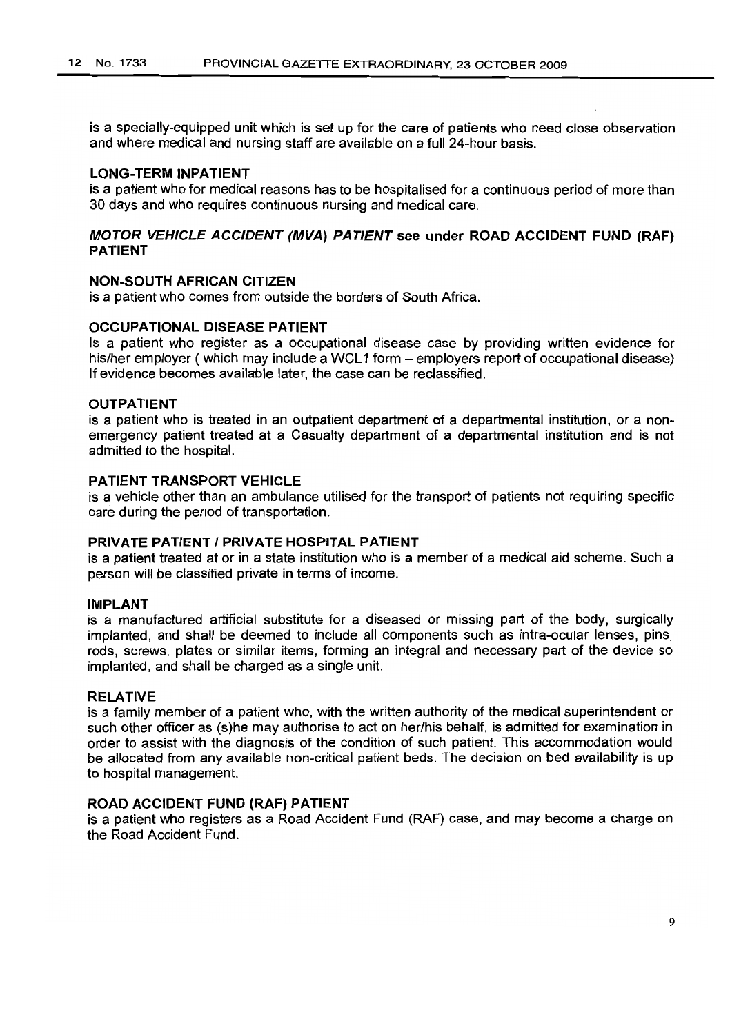is a specially-equipped unit which is set up for the care of patients who need close observation and where medical and nursing staff are available on a full 24-hour basis.

**LONG-TERM INPATIENT**
is a patient who for medical reasons has to be hospitalised for a continuous period of more than 30 days and who requires continuous nursing and medical care.

***MOTOR VEHICLE ACCIDENT (MVA) PATIENT* see under ROAD ACCIDENT FUND (RAF) PATIENT**

**NON-SOUTH AFRICAN CITIZEN**
is a patient who comes from outside the borders of South Africa.

**OCCUPATIONAL DISEASE PATIENT**
Is a patient who register as a occupational disease case by providing written evidence for his/her employer ( which may include a WCL1 form – employers report of occupational disease) If evidence becomes available later, the case can be reclassified.

**OUTPATIENT**
is a patient who is treated in an outpatient department of a departmental institution, or a non-emergency patient treated at a Casualty department of a departmental institution and is not admitted to the hospital.

**PATIENT TRANSPORT VEHICLE**
is a vehicle other than an ambulance utilised for the transport of patients not requiring specific care during the period of transportation.

**PRIVATE PATIENT / PRIVATE HOSPITAL PATIENT**
is a patient treated at or in a state institution who is a member of a medical aid scheme. Such a person will be classified private in terms of income.

**IMPLANT**
is a manufactured artificial substitute for a diseased or missing part of the body, surgically implanted, and shall be deemed to include all components such as intra-ocular lenses, pins, rods, screws, plates or similar items, forming an integral and necessary part of the device so implanted, and shall be charged as a single unit.

**RELATIVE**
is a family member of a patient who, with the written authority of the medical superintendent or such other officer as (s)he may authorise to act on her/his behalf, is admitted for examination in order to assist with the diagnosis of the condition of such patient. This accommodation would be allocated from any available non-critical patient beds. The decision on bed availability is up to hospital management.

**ROAD ACCIDENT FUND (RAF) PATIENT**
is a patient who registers as a Road Accident Fund (RAF) case, and may become a charge on the Road Accident Fund.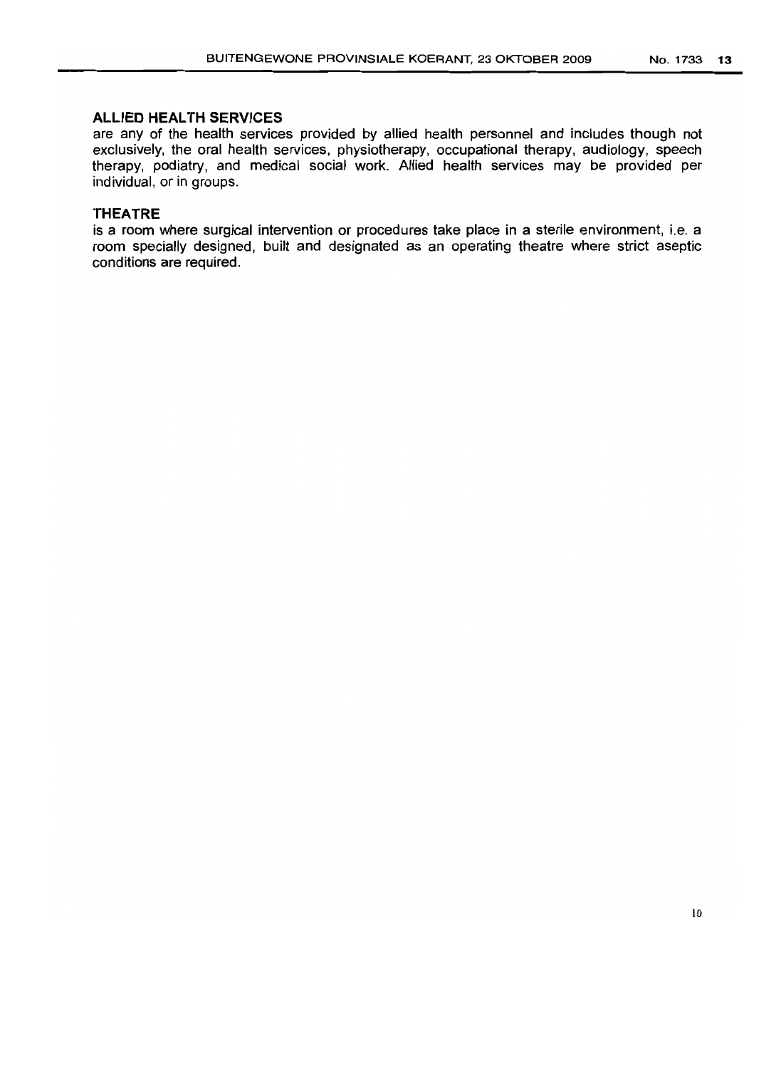**ALLIED HEALTH SERVICES**
are any of the health services provided by allied health personnel and includes though not exclusively, the oral health services, physiotherapy, occupational therapy, audiology, speech therapy, podiatry, and medical social work. Allied health services may be provided per individual, or in groups.

**THEATRE**
is a room where surgical intervention or procedures take place in a sterile environment, i.e. a room specially designed, built and designated as an operating theatre where strict aseptic conditions are required.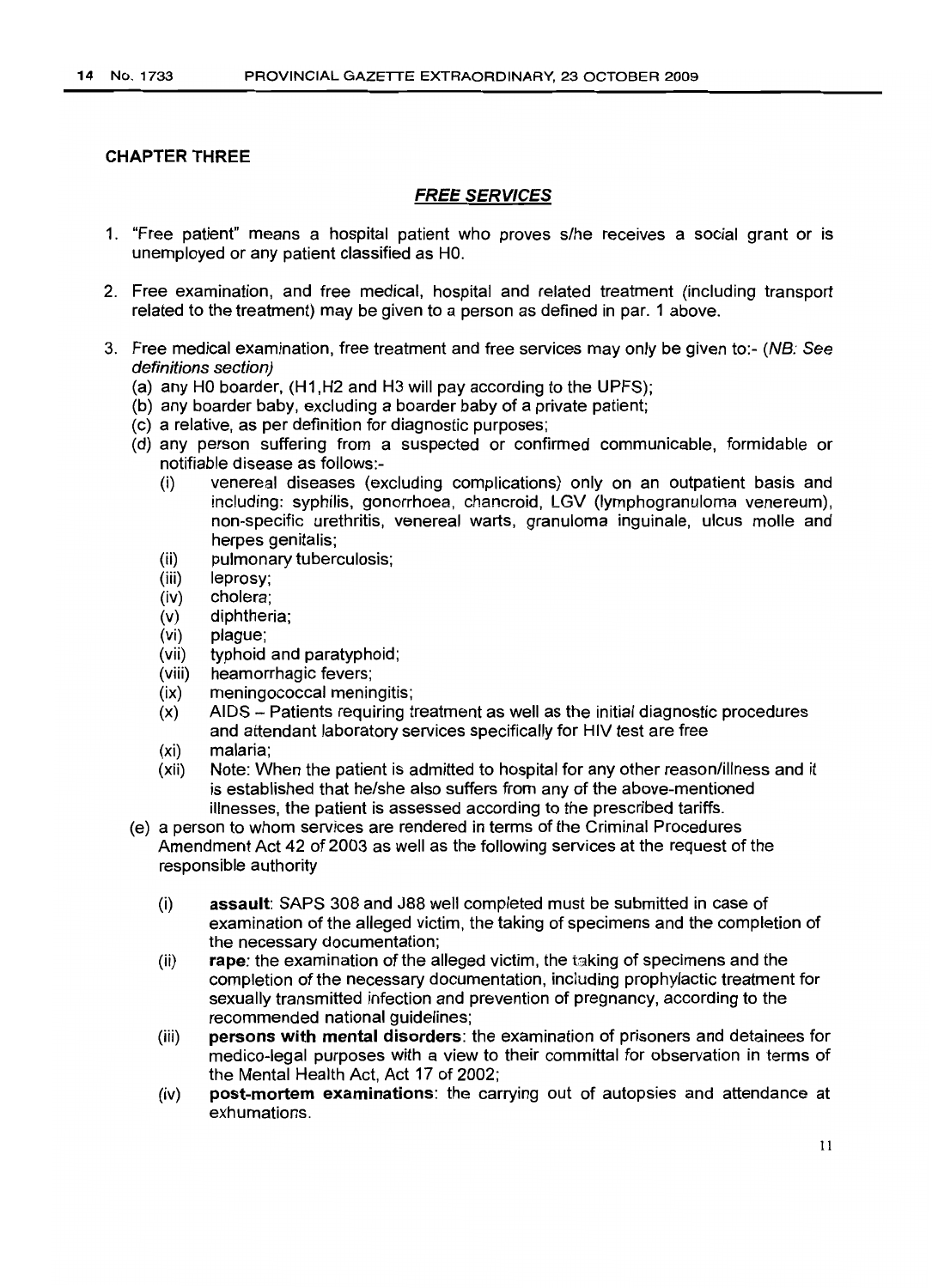## CHAPTER THREE

### ***FREE SERVICES***

1. "Free patient" means a hospital patient who proves s/he receives a social grant or is unemployed or any patient classified as H0.

2. Free examination, and free medical, hospital and related treatment (including transport related to the treatment) may be given to a person as defined in par. 1 above.

3. Free medical examination, free treatment and free services may only be given to:- (*NB: See definitions section)*
   (a) any H0 boarder, (H1,H2 and H3 will pay according to the UPFS);
   (b) any boarder baby, excluding a boarder baby of a private patient;
   (c) a relative, as per definition for diagnostic purposes;
   (d) any person suffering from a suspected or confirmed communicable, formidable or notifiable disease as follows:-
      (i) venereal diseases (excluding complications) only on an outpatient basis and including: syphilis, gonorrhoea, chancroid, LGV (lymphogranuloma venereum), non-specific urethritis, venereal warts, granuloma inguinale, ulcus molle and herpes genitalis;
      (ii) pulmonary tuberculosis;
      (iii) leprosy;
      (iv) cholera;
      (v) diphtheria;
      (vi) plague;
      (vii) typhoid and paratyphoid;
      (viii) heamorrhagic fevers;
      (ix) meningococcal meningitis;
      (x) AIDS – Patients requiring treatment as well as the initial diagnostic procedures and attendant laboratory services specifically for HIV test are free
      (xi) malaria;
      (xii) Note: When the patient is admitted to hospital for any other reason/illness and it is established that he/she also suffers from any of the above-mentioned illnesses, the patient is assessed according to the prescribed tariffs.
   (e) a person to whom services are rendered in terms of the Criminal Procedures Amendment Act 42 of 2003 as well as the following services at the request of the responsible authority
      (i) **assault**: SAPS 308 and J88 well completed must be submitted in case of examination of the alleged victim, the taking of specimens and the completion of the necessary documentation;
      (ii) **rape**: the examination of the alleged victim, the taking of specimens and the completion of the necessary documentation, including prophylactic treatment for sexually transmitted infection and prevention of pregnancy, according to the recommended national guidelines;
      (iii) **persons with mental disorders**: the examination of prisoners and detainees for medico-legal purposes with a view to their committal for observation in terms of the Mental Health Act, Act 17 of 2002;
      (iv) **post-mortem examinations**: the carrying out of autopsies and attendance at exhumations.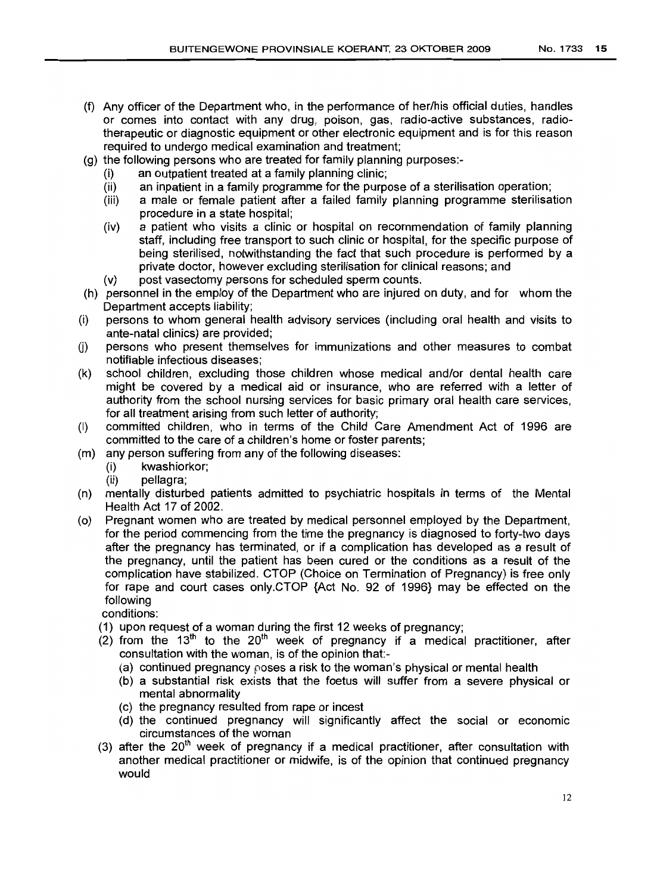(f) Any officer of the Department who, in the performance of her/his official duties, handles or comes into contact with any drug, poison, gas, radio-active substances, radio-therapeutic or diagnostic equipment or other electronic equipment and is for this reason required to undergo medical examination and treatment;

(g) the following persons who are treated for family planning purposes:-
   - (i) an outpatient treated at a family planning clinic;
   - (ii) an inpatient in a family programme for the purpose of a sterilisation operation;
   - (iii) a male or female patient after a failed family planning programme sterilisation procedure in a state hospital;
   - (iv) a patient who visits a clinic or hospital on recommendation of family planning staff, including free transport to such clinic or hospital, for the specific purpose of being sterilised, notwithstanding the fact that such procedure is performed by a private doctor, however excluding sterilisation for clinical reasons; and
   - (v) post vasectomy persons for scheduled sperm counts.

(h) personnel in the employ of the Department who are injured on duty, and for whom the Department accepts liability;

(i) persons to whom general health advisory services (including oral health and visits to ante-natal clinics) are provided;

(j) persons who present themselves for immunizations and other measures to combat notifiable infectious diseases;

(k) school children, excluding those children whose medical and/or dental health care might be covered by a medical aid or insurance, who are referred with a letter of authority from the school nursing services for basic primary oral health care services, for all treatment arising from such letter of authority;

(l) committed children, who in terms of the Child Care Amendment Act of 1996 are committed to the care of a children's home or foster parents;

(m) any person suffering from any of the following diseases:
   - (i) kwashiorkor;
   - (ii) pellagra;

(n) mentally disturbed patients admitted to psychiatric hospitals in terms of the Mental Health Act 17 of 2002.

(o) Pregnant women who are treated by medical personnel employed by the Department, for the period commencing from the time the pregnancy is diagnosed to forty-two days after the pregnancy has terminated, or if a complication has developed as a result of the pregnancy, until the patient has been cured or the conditions as a result of the complication have stabilized. CTOP (Choice on Termination of Pregnancy) is free only for rape and court cases only.CTOP {Act No. 92 of 1996} may be effected on the following conditions:
   - (1) upon request of a woman during the first 12 weeks of pregnancy;
   - (2) from the 13th to the 20th week of pregnancy if a medical practitioner, after consultation with the woman, is of the opinion that:-
     - (a) continued pregnancy poses a risk to the woman's physical or mental health
     - (b) a substantial risk exists that the foetus will suffer from a severe physical or mental abnormality
     - (c) the pregnancy resulted from rape or incest
     - (d) the continued pregnancy will significantly affect the social or economic circumstances of the woman
   - (3) after the 20th week of pregnancy if a medical practitioner, after consultation with another medical practitioner or midwife, is of the opinion that continued pregnancy would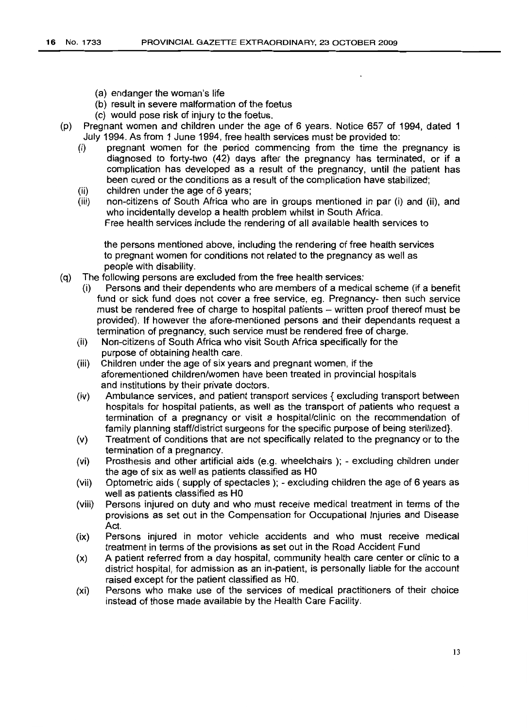(a) endanger the woman's life

(b) result in severe malformation of the foetus

(c) would pose risk of injury to the foetus.

(p) Pregnant women and children under the age of 6 years. Notice 657 of 1994, dated 1 July 1994. As from 1 June 1994, free health services must be provided to:

(i) pregnant women for the period commencing from the time the pregnancy is diagnosed to forty-two (42) days after the pregnancy has terminated, or if a complication has developed as a result of the pregnancy, until the patient has been cured or the conditions as a result of the complication have stabilized;

(ii) children under the age of 6 years;

(iii) non-citizens of South Africa who are in groups mentioned in par (i) and (ii), and who incidentally develop a health problem whilst in South Africa.

Free health services include the rendering of all available health services to

the persons mentioned above, including the rendering of free health services to pregnant women for conditions not related to the pregnancy as well as people with disability.

(q) The following persons are excluded from the free health services:

(i) Persons and their dependents who are members of a medical scheme (if a benefit fund or sick fund does not cover a free service, eg. Pregnancy- then such service must be rendered free of charge to hospital patients – written proof thereof must be provided). If however the afore-mentioned persons and their dependants request a termination of pregnancy, such service must be rendered free of charge.

(ii) Non-citizens of South Africa who visit South Africa specifically for the purpose of obtaining health care.

(iii) Children under the age of six years and pregnant women, if the aforementioned children/women have been treated in provincial hospitals and institutions by their private doctors.

(iv) Ambulance services, and patient transport services { excluding transport between hospitals for hospital patients, as well as the transport of patients who request a termination of a pregnancy or visit a hospital/clinic on the recommendation of family planning staff/district surgeons for the specific purpose of being sterilized}.

(v) Treatment of conditions that are not specifically related to the pregnancy or to the termination of a pregnancy.

(vi) Prosthesis and other artificial aids (e.g. wheelchairs ); - excluding children under the age of six as well as patients classified as H0

(vii) Optometric aids ( supply of spectacles ); - excluding children the age of 6 years as well as patients classified as H0

(viii) Persons injured on duty and who must receive medical treatment in terms of the provisions as set out in the Compensation for Occupational Injuries and Disease Act.

(ix) Persons injured in motor vehicle accidents and who must receive medical treatment in terms of the provisions as set out in the Road Accident Fund

(x) A patient referred from a day hospital, community health care center or clinic to a district hospital, for admission as an in-patient, is personally liable for the account raised except for the patient classified as H0.

(xi) Persons who make use of the services of medical practitioners of their choice instead of those made available by the Health Care Facility.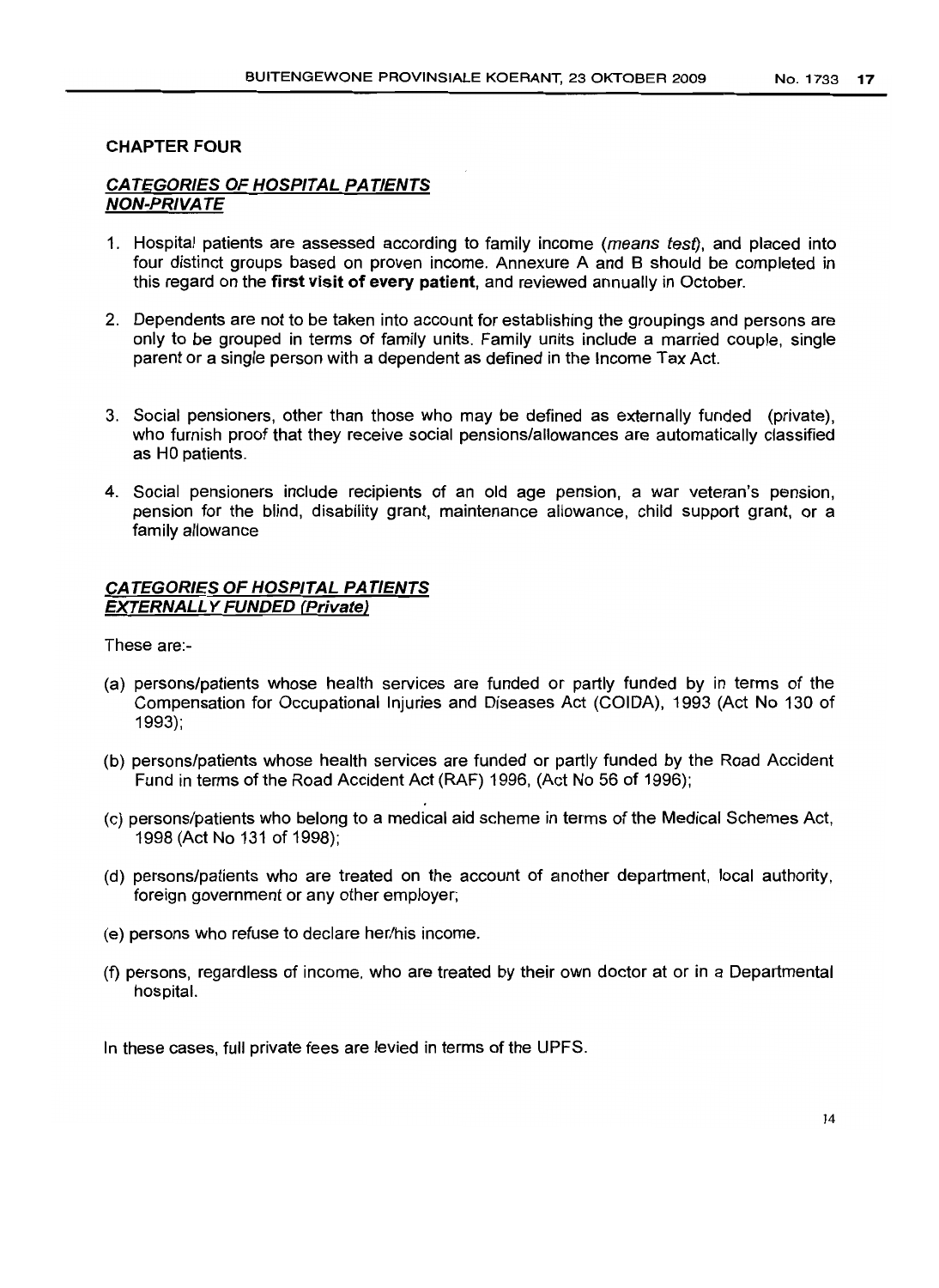## CHAPTER FOUR

### ***CATEGORIES OF HOSPITAL PATIENTS NON-PRIVATE***

1. Hospital patients are assessed according to family income (*means test*), and placed into four distinct groups based on proven income. Annexure A and B should be completed in this regard on the **first visit of every patient**, and reviewed annually in October.

2. Dependents are not to be taken into account for establishing the groupings and persons are only to be grouped in terms of family units. Family units include a married couple, single parent or a single person with a dependent as defined in the Income Tax Act.

3. Social pensioners, other than those who may be defined as externally funded (private), who furnish proof that they receive social pensions/allowances are automatically classified as H0 patients.

4. Social pensioners include recipients of an old age pension, a war veteran's pension, pension for the blind, disability grant, maintenance allowance, child support grant, or a family allowance

### ***CATEGORIES OF HOSPITAL PATIENTS EXTERNALLY FUNDED (Private)***

These are:-

(a) persons/patients whose health services are funded or partly funded by in terms of the Compensation for Occupational Injuries and Diseases Act (COIDA), 1993 (Act No 130 of 1993);

(b) persons/patients whose health services are funded or partly funded by the Road Accident Fund in terms of the Road Accident Act (RAF) 1996, (Act No 56 of 1996);

(c) persons/patients who belong to a medical aid scheme in terms of the Medical Schemes Act, 1998 (Act No 131 of 1998);

(d) persons/patients who are treated on the account of another department, local authority, foreign government or any other employer;

(e) persons who refuse to declare her/his income.

(f) persons, regardless of income, who are treated by their own doctor at or in a Departmental hospital.

In these cases, full private fees are levied in terms of the UPFS.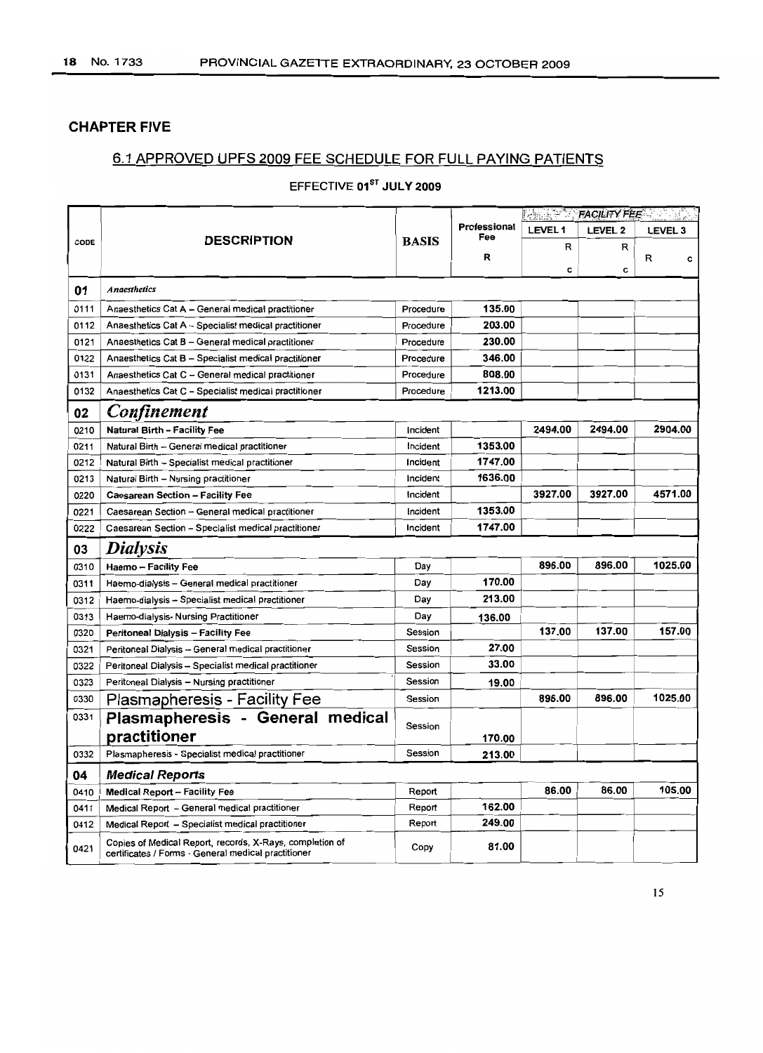## CHAPTER FIVE

### 6.1 APPROVED UPFS 2009 FEE SCHEDULE FOR FULL PAYING PATIENTS

EFFECTIVE 01[ST] JULY 2009

| CODE | DESCRIPTION | BASIS | Professional Fee | FACILITY FEE | | |
|---|---|---|---|---|---|---|
| | | | | LEVEL 1 | LEVEL 2 | LEVEL 3 |
| | | | R | R c | R c | R c |
| **01** | ***Anaesthetics*** | | | | | |
| 0111 | Anaesthetics Cat A – General medical practitioner | Procedure | 135.00 | | | |
| 0112 | Anaesthetics Cat A – Specialist medical practitioner | Procedure | 203.00 | | | |
| 0121 | Anaesthetics Cat B – General medical practitioner | Procedure | 230.00 | | | |
| 0122 | Anaesthetics Cat B – Specialist medical practitioner | Procedure | 346.00 | | | |
| 0131 | Anaesthetics Cat C – General medical practitioner | Procedure | 808.00 | | | |
| 0132 | Anaesthetics Cat C – Specialist medical practitioner | Procedure | 1213.00 | | | |
| **02** | ***Confinement*** | | | | | |
| 0210 | **Natural Birth – Facility Fee** | Incident | | 2494.00 | 2494.00 | 2904.00 |
| 0211 | Natural Birth – General medical practitioner | Incident | 1353.00 | | | |
| 0212 | Natural Birth – Specialist medical practitioner | Incident | 1747.00 | | | |
| 0213 | Natural Birth – Nursing practitioner | Incident | 1636.00 | | | |
| 0220 | **Caesarean Section – Facility Fee** | Incident | | 3927.00 | 3927.00 | 4571.00 |
| 0221 | Caesarean Section – General medical practitioner | Incident | 1353.00 | | | |
| 0222 | Caesarean Section – Specialist medical practitioner | Incident | 1747.00 | | | |
| **03** | ***Dialysis*** | | | | | |
| 0310 | **Haemo – Facility Fee** | Day | | 896.00 | 896.00 | 1025.00 |
| 0311 | Haemo-dialysis – General medical practitioner | Day | 170.00 | | | |
| 0312 | Haemo-dialysis – Specialist medical practitioner | Day | 213.00 | | | |
| 0313 | Haemo-dialysis- Nursing Practitioner | Day | 136.00 | | | |
| 0320 | **Peritoneal Dialysis – Facility Fee** | Session | | 137.00 | 137.00 | 157.00 |
| 0321 | Peritoneal Dialysis – General medical practitioner | Session | 27.00 | | | |
| 0322 | Peritoneal Dialysis – Specialist medical practitioner | Session | 33.00 | | | |
| 0323 | Peritoneal Dialysis – Nursing practitioner | Session | 19.00 | | | |
| 0330 | Plasmapheresis - Facility Fee | Session | | 896.00 | 896.00 | 1025.00 |
| 0331 | **Plasmapheresis - General medical practitioner** | Session | 170.00 | | | |
| 0332 | Plasmapheresis - Specialist medical practitioner | Session | 213.00 | | | |
| **04** | ***Medical Reports*** | | | | | |
| 0410 | **Medical Report – Facility Fee** | Report | | 86.00 | 86.00 | 105.00 |
| 0411 | Medical Report – General medical practitioner | Report | 162.00 | | | |
| 0412 | Medical Report – Specialist medical practitioner | Report | 249.00 | | | |
| 0421 | Copies of Medical Report, records, X-Rays, completion of certificates / Forms - General medical practitioner | Copy | 81.00 | | | |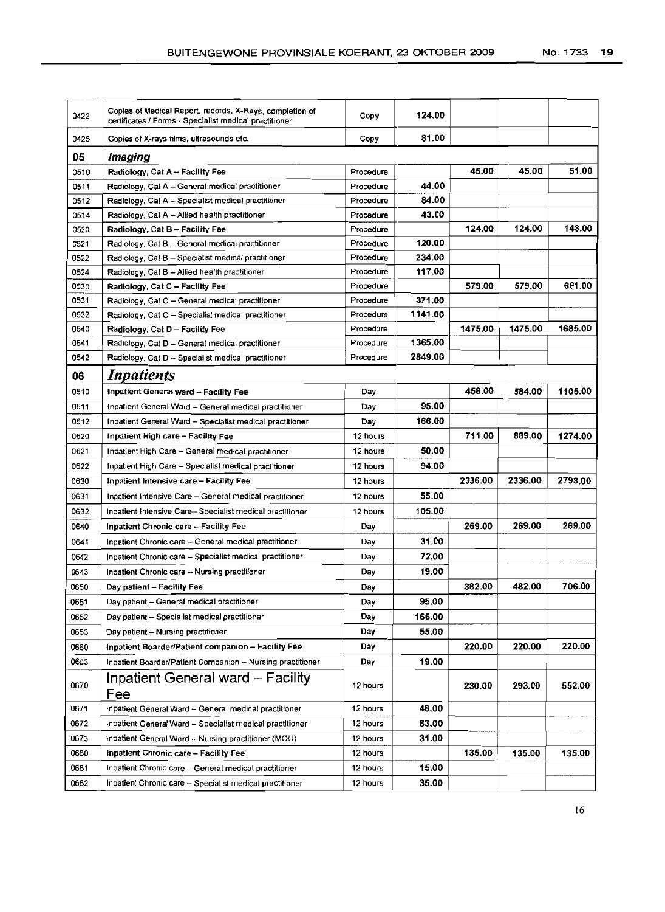| | | | | | | |
|---|---|---|---|---|---|---|
| 0422 | Copies of Medical Report, records, X-Rays, completion of certificates / Forms - Specialist medical practitioner | Copy | 124.00 | | | |
| 0425 | Copies of X-rays films, ultrasounds etc. | Copy | 81.00 | | | |
| **05** | ***Imaging*** | | | | | |
| 0510 | **Radiology, Cat A – Facility Fee** | Procedure | | **45.00** | **45.00** | **51.00** |
| 0511 | Radiology, Cat A – General medical practitioner | Procedure | **44.00** | | | |
| 0512 | Radiology, Cat A – Specialist medical practitioner | Procedure | **84.00** | | | |
| 0514 | Radiology, Cat A – Allied health practitioner | Procedure | **43.00** | | | |
| 0520 | **Radiology, Cat B – Facility Fee** | Procedure | | **124.00** | **124.00** | **143.00** |
| 0521 | Radiology, Cat B – General medical practitioner | Procedure | **120.00** | | | |
| 0522 | Radiology, Cat B – Specialist medical practitioner | Procedure | **234.00** | | | |
| 0524 | Radiology, Cat B – Allied health practitioner | Procedure | **117.00** | | | |
| 0530 | **Radiology, Cat C – Facility Fee** | Procedure | | **579.00** | **579.00** | **661.00** |
| 0531 | Radiology, Cat C – General medical practitioner | Procedure | **371.00** | | | |
| 0532 | Radiology, Cat C – Specialist medical practitioner | Procedure | **1141.00** | | | |
| 0540 | **Radiology, Cat D – Facility Fee** | Procedure | | **1475.00** | **1475.00** | **1685.00** |
| 0541 | Radiology, Cat D – General medical practitioner | Procedure | **1365.00** | | | |
| 0542 | Radiology, Cat D – Specialist medical practitioner | Procedure | **2849.00** | | | |
| **06** | ***Inpatients*** | | | | | |
| 0610 | **Inpatient General ward – Facility Fee** | Day | | **458.00** | **584.00** | **1105.00** |
| 0611 | Inpatient General Ward – General medical practitioner | Day | **95.00** | | | |
| 0612 | Inpatient General Ward – Specialist medical practitioner | Day | **166.00** | | | |
| 0620 | **Inpatient High care – Facility Fee** | 12 hours | | **711.00** | **889.00** | **1274.00** |
| 0621 | Inpatient High Care – General medical practitioner | 12 hours | **50.00** | | | |
| 0622 | Inpatient High Care – Specialist medical practitioner | 12 hours | **94.00** | | | |
| 0630 | **Inpatient Intensive care – Facility Fee** | 12 hours | | **2336.00** | **2336.00** | **2793.00** |
| 0631 | Inpatient Intensive Care – General medical practitioner | 12 hours | **55.00** | | | |
| 0632 | Inpatient Intensive Care– Specialist medical practitioner | 12 hours | **105.00** | | | |
| 0640 | **Inpatient Chronic care – Facility Fee** | Day | | **269.00** | **269.00** | **269.00** |
| 0641 | Inpatient Chronic care – General medical practitioner | Day | **31.00** | | | |
| 0642 | Inpatient Chronic care – Specialist medical practitioner | Day | **72.00** | | | |
| 0643 | Inpatient Chronic care – Nursing practitioner | Day | **19.00** | | | |
| 0650 | **Day patient – Facility Fee** | Day | | **382.00** | **482.00** | **706.00** |
| 0651 | Day patient – General medical practitioner | Day | **95.00** | | | |
| 0652 | Day patient – Specialist medical practitioner | Day | **166.00** | | | |
| 0653 | Day patient – Nursing practitioner | Day | **55.00** | | | |
| 0660 | **Inpatient Boarder/Patient companion – Facility Fee** | Day | | **220.00** | **220.00** | **220.00** |
| 0663 | Inpatient Boarder/Patient Companion – Nursing practitioner | Day | **19.00** | | | |
| 0670 | Inpatient General ward – Facility Fee | 12 hours | | **230.00** | **293.00** | **552.00** |
| 0671 | Inpatient General Ward – General medical practitioner | 12 hours | **48.00** | | | |
| 0672 | Inpatient General Ward – Specialist medical practitioner | 12 hours | **83.00** | | | |
| 0673 | Inpatient General Ward – Nursing practitioner (MOU) | 12 hours | **31.00** | | | |
| 0680 | **Inpatient Chronic care – Facility Fee** | 12 hours | | **135.00** | **135.00** | **135.00** |
| 0681 | Inpatient Chronic care – General medical practitioner | 12 hours | **15.00** | | | |
| 0682 | Inpatient Chronic care – Specialist medical practitioner | 12 hours | **35.00** | | | |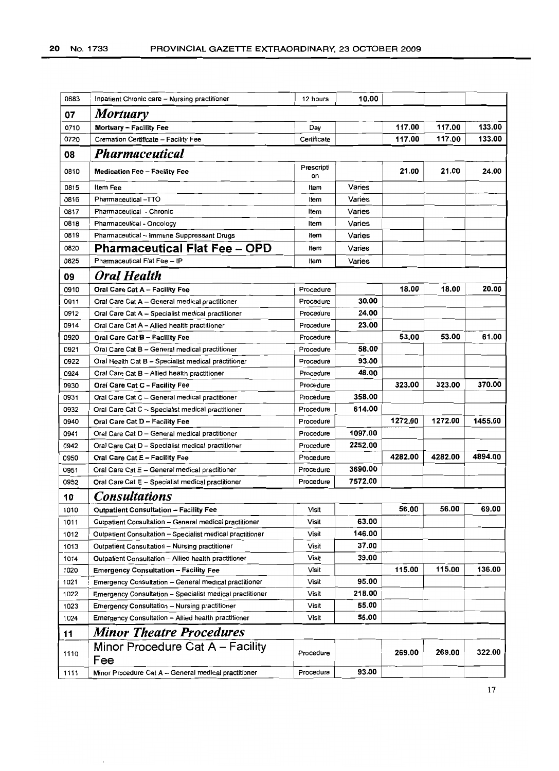| | | | | | | |
|---|---|---|---|---|---|---|
| 0683 | Inpatient Chronic care – Nursing practitioner | 12 hours | 10.00 | | | |
| **07** | ***Mortuary*** | | | | | |
| 0710 | **Mortuary – Facility Fee** | Day | | 117.00 | 117.00 | 133.00 |
| 0720 | Cremation Certificate – Facility Fee | Certificate | | 117.00 | 117.00 | 133.00 |
| **08** | ***Pharmaceutical*** | | | | | |
| 0810 | **Medication Fee – Facility Fee** | Prescription | | 21.00 | 21.00 | 24.00 |
| 0815 | Item Fee | Item | Varies | | | |
| 0816 | Pharmaceutical –TTO | Item | Varies | | | |
| 0817 | Pharmaceutical - Chronic | Item | Varies | | | |
| 0818 | Pharmaceutical - Oncology | Item | Varies | | | |
| 0819 | Pharmaceutical – Immune Suppressant Drugs | Item | Varies | | | |
| 0820 | **Pharmaceutical Flat Fee – OPD** | Item | Varies | | | |
| 0825 | Pharmaceutical Flat Fee – IP | Item | Varies | | | |
| **09** | ***Oral Health*** | | | | | |
| 0910 | **Oral Care Cat A – Facility Fee** | Procedure | | 18.00 | 18.00 | 20.00 |
| 0911 | Oral Care Cat A – General medical practitioner | Procedure | 30.00 | | | |
| 0912 | Oral Care Cat A – Specialist medical practitioner | Procedure | 24.00 | | | |
| 0914 | Oral Care Cat A – Allied health practitioner | Procedure | 23.00 | | | |
| 0920 | **Oral Care Cat B – Facility Fee** | Procedure | | 53.00 | 53.00 | 61.00 |
| 0921 | Oral Care Cat B – General medical practitioner | Procedure | 58.00 | | | |
| 0922 | Oral Health Cat B – Specialist medical practitioner | Procedure | 93.00 | | | |
| 0924 | Oral Care Cat B – Allied health practitioner | Procedure | 48.00 | | | |
| 0930 | **Oral Care Cat C – Facility Fee** | Procedure | | 323.00 | 323.00 | 370.00 |
| 0931 | Oral Care Cat C – General medical practitioner | Procedure | 358.00 | | | |
| 0932 | Oral Care Cat C – Specialist medical practitioner | Procedure | 614.00 | | | |
| 0940 | **Oral Care Cat D – Facility Fee** | Procedure | | 1272.00 | 1272.00 | 1455.00 |
| 0941 | Oral Care Cat D – General medical practitioner | Procedure | 1097.00 | | | |
| 0942 | Oral Care Cat D – Specialist medical practitioner | Procedure | 2252.00 | | | |
| 0950 | **Oral Care Cat E – Facility Fee** | Procedure | | 4282.00 | 4282.00 | 4894.00 |
| 0951 | Oral Care Cat E – General medical practitioner | Procedure | 3690.00 | | | |
| 0952 | Oral Care Cat E – Specialist medical practitioner | Procedure | 7572.00 | | | |
| **10** | ***Consultations*** | | | | | |
| 1010 | **Outpatient Consultation – Facility Fee** | Visit | | 56.00 | 56.00 | 69.00 |
| 1011 | Outpatient Consultation – General medical practitioner | Visit | 63.00 | | | |
| 1012 | Outpatient Consultation – Specialist medical practitioner | Visit | 146.00 | | | |
| 1013 | Outpatient Consultation – Nursing practitioner | Visit | 37.00 | | | |
| 1014 | Outpatient Consultation – Allied health practitioner | Visit | 39.00 | | | |
| 1020 | **Emergency Consultation – Facility Fee** | Visit | | 115.00 | 115.00 | 136.00 |
| 1021 | Emergency Consultation – General medical practitioner | Visit | 95.00 | | | |
| 1022 | Emergency Consultation – Specialist medical practitioner | Visit | 218.00 | | | |
| 1023 | Emergency Consultation – Nursing practitioner | Visit | 55.00 | | | |
| 1024 | Emergency Consultation – Allied health practitioner | Visit | 56.00 | | | |
| **11** | ***Minor Theatre Procedures*** | | | | | |
| 1110 | Minor Procedure Cat A – Facility Fee | Procedure | | 269.00 | 269.00 | 322.00 |
| 1111 | Minor Procedure Cat A – General medical practitioner | Procedure | 93.00 | | | |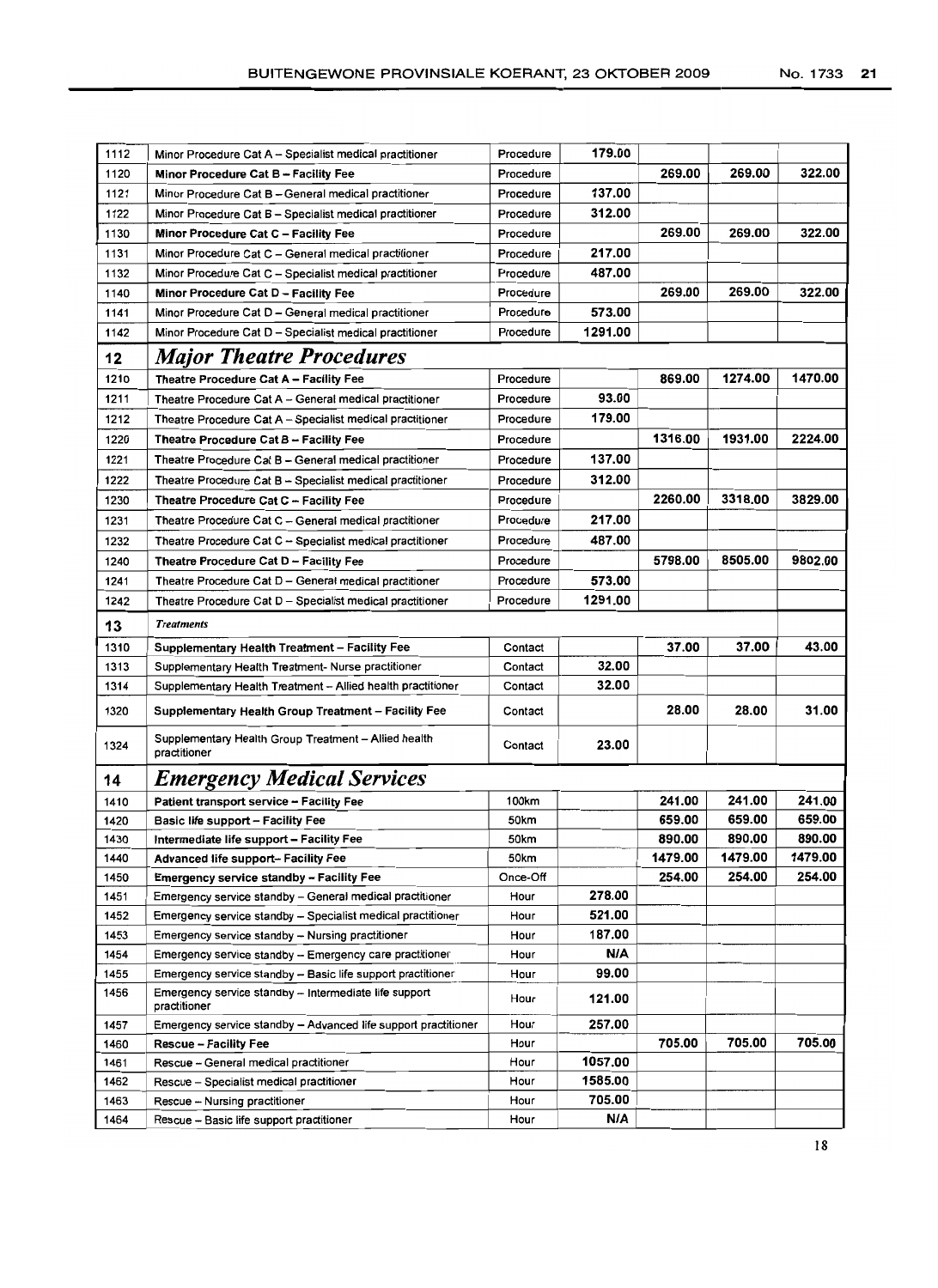| | | | | | | |
|---|---|---|---|---|---|---|
| 1112 | Minor Procedure Cat A – Specialist medical practitioner | Procedure | 179.00 | | | |
| 1120 | **Minor Procedure Cat B – Facility Fee** | Procedure | | 269.00 | 269.00 | 322.00 |
| 1121 | Minor Procedure Cat B – General medical practitioner | Procedure | 137.00 | | | |
| 1122 | Minor Procedure Cat B – Specialist medical practitioner | Procedure | 312.00 | | | |
| 1130 | **Minor Procedure Cat C – Facility Fee** | Procedure | | 269.00 | 269.00 | 322.00 |
| 1131 | Minor Procedure Cat C – General medical practitioner | Procedure | 217.00 | | | |
| 1132 | Minor Procedure Cat C – Specialist medical practitioner | Procedure | 487.00 | | | |
| 1140 | **Minor Procedure Cat D – Facility Fee** | Procedure | | 269.00 | 269.00 | 322.00 |
| 1141 | Minor Procedure Cat D – General medical practitioner | Procedure | 573.00 | | | |
| 1142 | Minor Procedure Cat D – Specialist medical practitioner | Procedure | 1291.00 | | | |
| **12** | ***Major Theatre Procedures*** | | | | | |
| 1210 | **Theatre Procedure Cat A – Facility Fee** | Procedure | | 869.00 | 1274.00 | 1470.00 |
| 1211 | Theatre Procedure Cat A – General medical practitioner | Procedure | 93.00 | | | |
| 1212 | Theatre Procedure Cat A – Specialist medical practitioner | Procedure | 179.00 | | | |
| 1220 | **Theatre Procedure Cat B – Facility Fee** | Procedure | | 1316.00 | 1931.00 | 2224.00 |
| 1221 | Theatre Procedure Cat B – General medical practitioner | Procedure | 137.00 | | | |
| 1222 | Theatre Procedure Cat B – Specialist medical practitioner | Procedure | 312.00 | | | |
| 1230 | **Theatre Procedure Cat C – Facility Fee** | Procedure | | 2260.00 | 3318.00 | 3829.00 |
| 1231 | Theatre Procedure Cat C – General medical practitioner | Procedure | 217.00 | | | |
| 1232 | Theatre Procedure Cat C – Specialist medical practitioner | Procedure | 487.00 | | | |
| 1240 | **Theatre Procedure Cat D – Facility Fee** | Procedure | | 5798.00 | 8505.00 | 9802.00 |
| 1241 | Theatre Procedure Cat D – General medical practitioner | Procedure | 573.00 | | | |
| 1242 | Theatre Procedure Cat D – Specialist medical practitioner | Procedure | 1291.00 | | | |
| **13** | ***Treatments*** | | | | | |
| 1310 | **Supplementary Health Treatment – Facility Fee** | Contact | | 37.00 | 37.00 | 43.00 |
| 1313 | Supplementary Health Treatment- Nurse practitioner | Contact | 32.00 | | | |
| 1314 | Supplementary Health Treatment – Allied health practitioner | Contact | 32.00 | | | |
| 1320 | **Supplementary Health Group Treatment – Facility Fee** | Contact | | 28.00 | 28.00 | 31.00 |
| 1324 | Supplementary Health Group Treatment – Allied health practitioner | Contact | 23.00 | | | |
| **14** | ***Emergency Medical Services*** | | | | | |
| 1410 | **Patient transport service – Facility Fee** | 100km | | 241.00 | 241.00 | 241.00 |
| 1420 | **Basic life support – Facility Fee** | 50km | | 659.00 | 659.00 | 659.00 |
| 1430 | **Intermediate life support – Facility Fee** | 50km | | 890.00 | 890.00 | 890.00 |
| 1440 | **Advanced life support– Facility Fee** | 50km | | 1479.00 | 1479.00 | 1479.00 |
| 1450 | **Emergency service standby – Facility Fee** | Once-Off | | 254.00 | 254.00 | 254.00 |
| 1451 | Emergency service standby – General medical practitioner | Hour | 278.00 | | | |
| 1452 | Emergency service standby – Specialist medical practitioner | Hour | 521.00 | | | |
| 1453 | Emergency service standby – Nursing practitioner | Hour | 187.00 | | | |
| 1454 | Emergency service standby – Emergency care practitioner | Hour | N/A | | | |
| 1455 | Emergency service standby – Basic life support practitioner | Hour | 99.00 | | | |
| 1456 | Emergency service standby – Intermediate life support practitioner | Hour | 121.00 | | | |
| 1457 | Emergency service standby – Advanced life support practitioner | Hour | 257.00 | | | |
| 1460 | **Rescue – Facility Fee** | Hour | | 705.00 | 705.00 | 705.00 |
| 1461 | Rescue – General medical practitioner | Hour | 1057.00 | | | |
| 1462 | Rescue – Specialist medical practitioner | Hour | 1585.00 | | | |
| 1463 | Rescue – Nursing practitioner | Hour | 705.00 | | | |
| 1464 | Rescue – Basic life support practitioner | Hour | N/A | | | |

18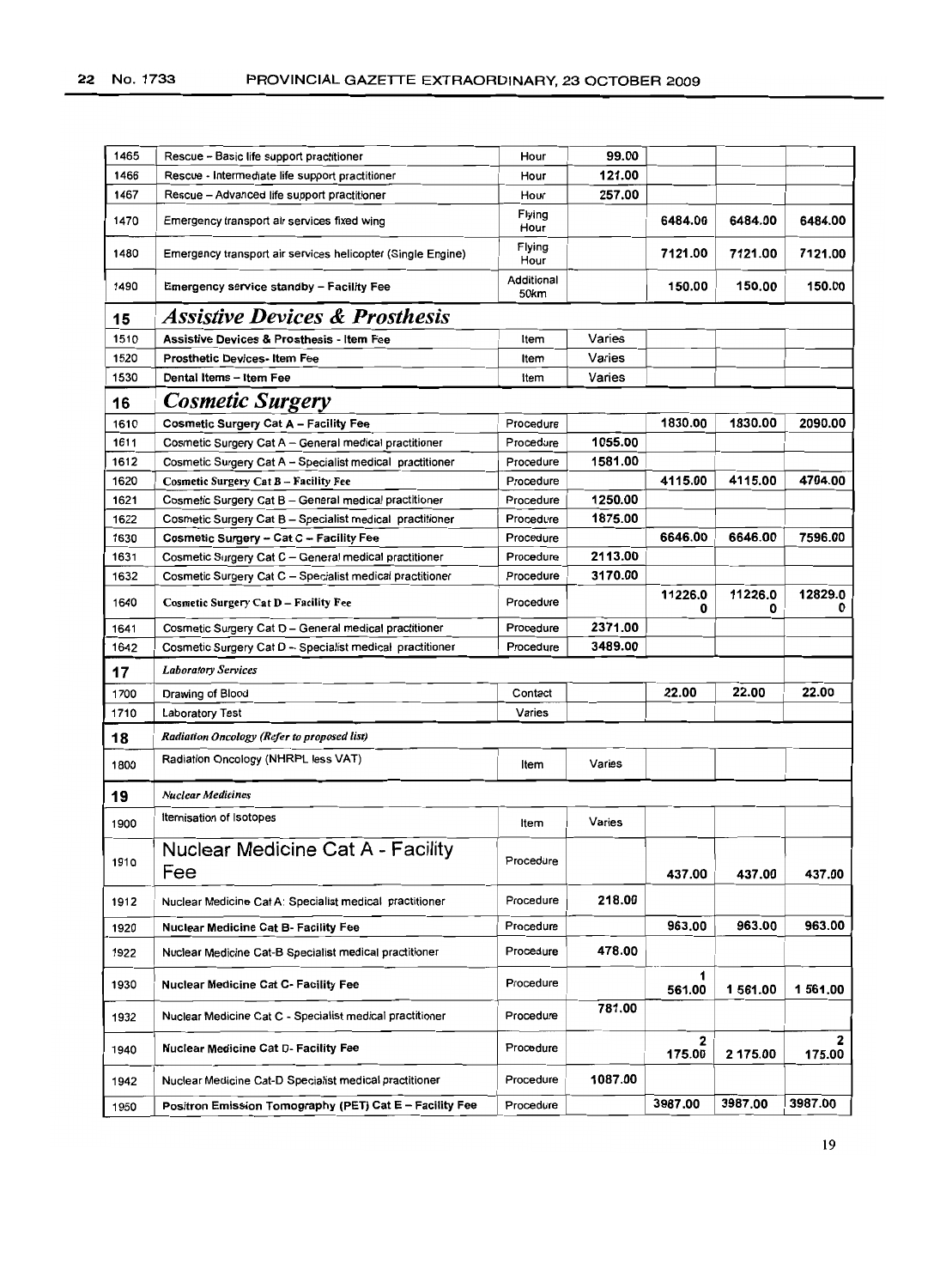| | | | | | | |
|---|---|---|---|---|---|---|
| 1465 | Rescue – Basic life support practitioner | Hour | 99.00 | | | |
| 1466 | Rescue - Intermediate life support practitioner | Hour | 121.00 | | | |
| 1467 | Rescue – Advanced life support practitioner | Hour | 257.00 | | | |
| 1470 | Emergency transport air services fixed wing | Flying Hour | | 6484.00 | 6484.00 | 6484.00 |
| 1480 | Emergency transport air services helicopter (Single Engine) | Flying Hour | | 7121.00 | 7121.00 | 7121.00 |
| 1490 | Emergency service standby – Facility Fee | Additional 50km | | 150.00 | 150.00 | 150.00 |
| **15** | ***Assistive Devices & Prosthesis*** | | | | | |
| 1510 | **Assistive Devices & Prosthesis - Item Fee** | Item | Varies | | | |
| 1520 | **Prosthetic Devices- Item Fee** | Item | Varies | | | |
| 1530 | **Dental Items – Item Fee** | Item | Varies | | | |
| **16** | ***Cosmetic Surgery*** | | | | | |
| 1610 | **Cosmetic Surgery Cat A – Facility Fee** | Procedure | | 1830.00 | 1830.00 | 2090.00 |
| 1611 | Cosmetic Surgery Cat A – General medical practitioner | Procedure | 1055.00 | | | |
| 1612 | Cosmetic Surgery Cat A – Specialist medical practitioner | Procedure | 1581.00 | | | |
| 1620 | **Cosmetic Surgery Cat B – Facility Fee** | Procedure | | 4115.00 | 4115.00 | 4704.00 |
| 1621 | Cosmetic Surgery Cat B – General medical practitioner | Procedure | 1250.00 | | | |
| 1622 | Cosmetic Surgery Cat B – Specialist medical practitioner | Procedure | 1875.00 | | | |
| 1630 | **Cosmetic Surgery – Cat C – Facility Fee** | Procedure | | 6646.00 | 6646.00 | 7596.00 |
| 1631 | Cosmetic Surgery Cat C – General medical practitioner | Procedure | 2113.00 | | | |
| 1632 | Cosmetic Surgery Cat C – Specialist medical practitioner | Procedure | 3170.00 | | | |
| 1640 | **Cosmetic Surgery Cat D – Facility Fee** | Procedure | | 11226.00 | 11226.00 | 12829.00 |
| 1641 | Cosmetic Surgery Cat D – General medical practitioner | Procedure | 2371.00 | | | |
| 1642 | Cosmetic Surgery Cat D – Specialist medical practitioner | Procedure | 3489.00 | | | |
| **17** | *Laboratory Services* | | | | | |
| 1700 | Drawing of Blood | Contact | | 22.00 | 22.00 | 22.00 |
| 1710 | Laboratory Test | Varies | | | | |
| **18** | *Radiation Oncology (Refer to proposed list)* | | | | | |
| 1800 | Radiation Oncology (NHRPL less VAT) | Item | Varies | | | |
| **19** | *Nuclear Medicines* | | | | | |
| 1900 | Itemisation of Isotopes | Item | Varies | | | |
| 1910 | Nuclear Medicine Cat A - Facility Fee | Procedure | | 437.00 | 437.00 | 437.00 |
| 1912 | Nuclear Medicine Cat A: Specialist medical practitioner | Procedure | 218.00 | | | |
| 1920 | **Nuclear Medicine Cat B- Facility Fee** | Procedure | | 963.00 | 963.00 | 963.00 |
| 1922 | Nuclear Medicine Cat-B Specialist medical practitioner | Procedure | 478.00 | | | |
| 1930 | **Nuclear Medicine Cat C- Facility Fee** | Procedure | | 1 561.00 | 1 561.00 | 1 561.00 |
| 1932 | Nuclear Medicine Cat C - Specialist medical practitioner | Procedure | 781.00 | | | |
| 1940 | **Nuclear Medicine Cat D- Facility Fee** | Procedure | | 2 175.00 | 2 175.00 | 2 175.00 |
| 1942 | Nuclear Medicine Cat-D Specialist medical practitioner | Procedure | 1087.00 | | | |
| 1950 | **Positron Emission Tomography (PET) Cat E – Facility Fee** | Procedure | | 3987.00 | 3987.00 | 3987.00 |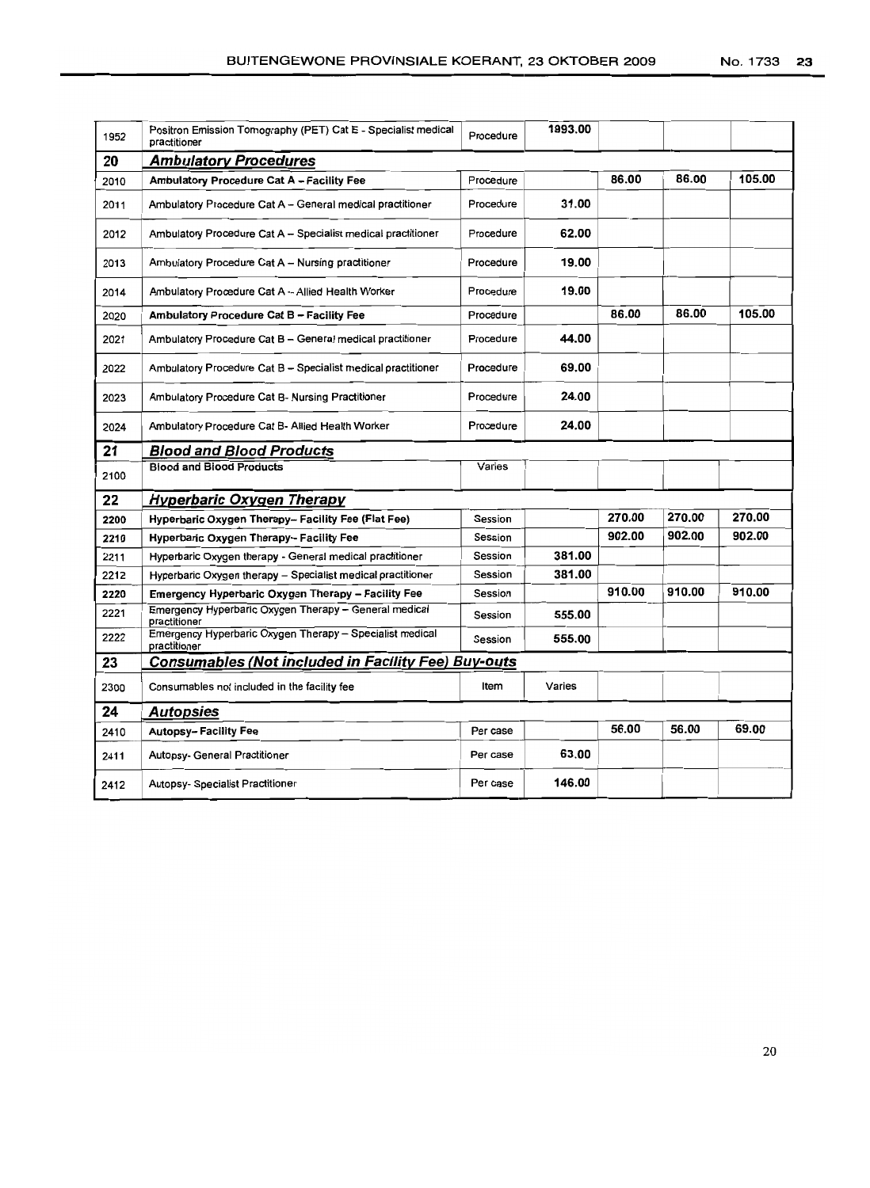| | | | | | | |
|---|---|---|---|---|---|---|
| 1952 | Positron Emission Tomography (PET) Cat E - Specialist medical practitioner | Procedure | 1993.00 | | | |
| **20** | ***Ambulatory Procedures*** | | | | | |
| 2010 | **Ambulatory Procedure Cat A – Facility Fee** | Procedure | | 86.00 | 86.00 | 105.00 |
| 2011 | Ambulatory Procedure Cat A – General medical practitioner | Procedure | 31.00 | | | |
| 2012 | Ambulatory Procedure Cat A – Specialist medical practitioner | Procedure | 62.00 | | | |
| 2013 | Ambulatory Procedure Cat A – Nursing practitioner | Procedure | 19.00 | | | |
| 2014 | Ambulatory Procedure Cat A – Allied Health Worker | Procedure | 19.00 | | | |
| 2020 | **Ambulatory Procedure Cat B – Facility Fee** | Procedure | | 86.00 | 86.00 | 105.00 |
| 2021 | Ambulatory Procedure Cat B – General medical practitioner | Procedure | 44.00 | | | |
| 2022 | Ambulatory Procedure Cat B – Specialist medical practitioner | Procedure | 69.00 | | | |
| 2023 | Ambulatory Procedure Cat B- Nursing Practitioner | Procedure | 24.00 | | | |
| 2024 | Ambulatory Procedure Cat B- Allied Health Worker | Procedure | 24.00 | | | |
| **21** | ***Blood and Blood Products*** | | | | | |
| 2100 | **Blood and Blood Products** | Varies | | | | |
| **22** | ***Hyperbaric Oxygen Therapy*** | | | | | |
| 2200 | **Hyperbaric Oxygen Therapy– Facility Fee (Flat Fee)** | Session | | 270.00 | 270.00 | 270.00 |
| 2210 | **Hyperbaric Oxygen Therapy– Facility Fee** | Session | | 902.00 | 902.00 | 902.00 |
| 2211 | Hyperbaric Oxygen therapy - General medical practitioner | Session | 381.00 | | | |
| 2212 | Hyperbaric Oxygen therapy – Specialist medical practitioner | Session | 381.00 | | | |
| 2220 | **Emergency Hyperbaric Oxygen Therapy – Facility Fee** | Session | | 910.00 | 910.00 | 910.00 |
| 2221 | Emergency Hyperbaric Oxygen Therapy – General medical practitioner | Session | 555.00 | | | |
| 2222 | Emergency Hyperbaric Oxygen Therapy – Specialist medical practitioner | Session | 555.00 | | | |
| **23** | ***Consumables (Not included in Facility Fee) Buy-outs*** | | | | | |
| 2300 | Consumables not included in the facility fee | Item | Varies | | | |
| **24** | ***Autopsies*** | | | | | |
| 2410 | **Autopsy– Facility Fee** | Per case | | 56.00 | 56.00 | 69.00 |
| 2411 | Autopsy- General Practitioner | Per case | 63.00 | | | |
| 2412 | Autopsy- Specialist Practitioner | Per case | 146.00 | | | |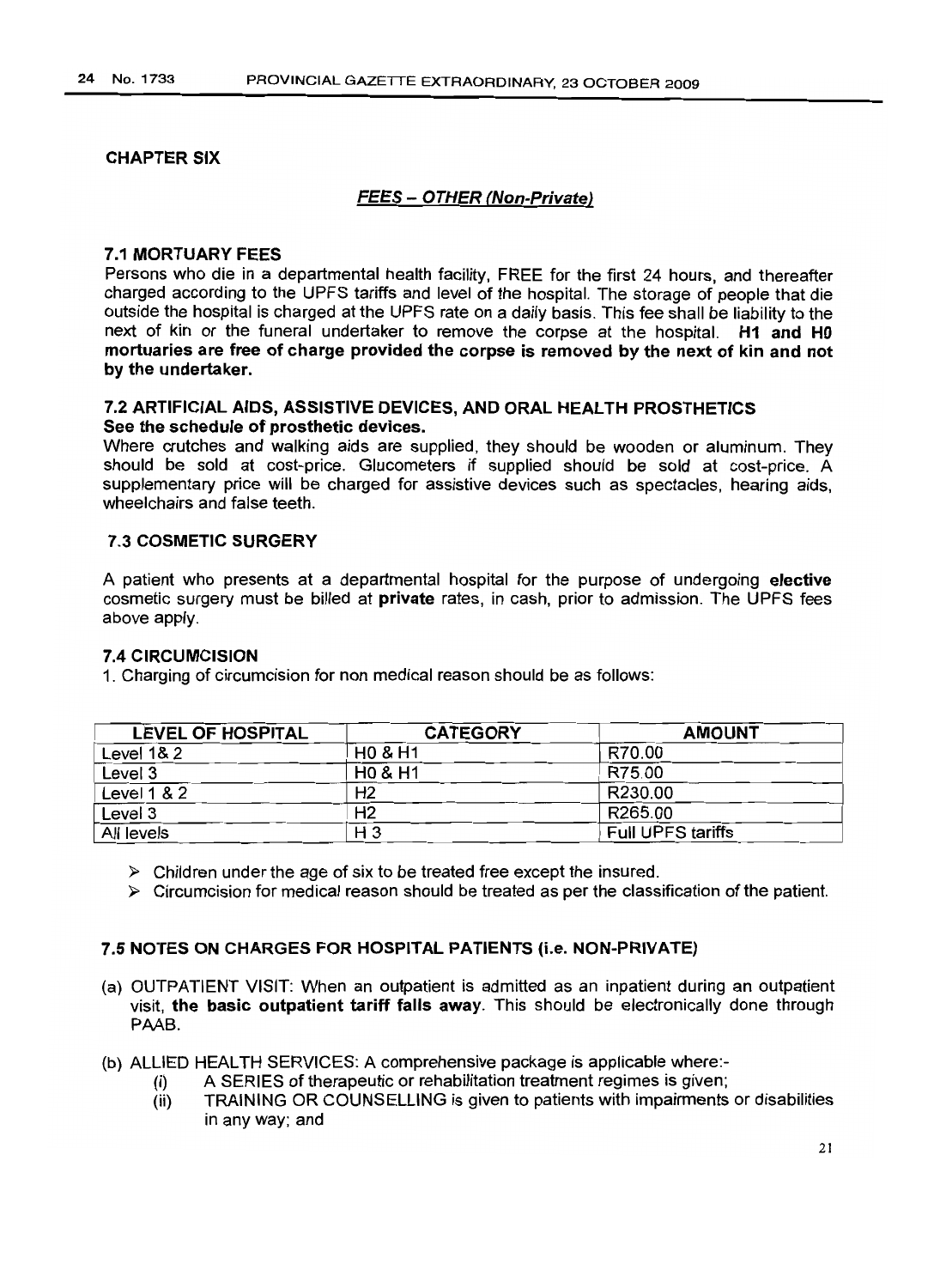## CHAPTER SIX

### *FEES – OTHER (Non-Private)*

### 7.1 MORTUARY FEES

Persons who die in a departmental health facility, FREE for the first 24 hours, and thereafter charged according to the UPFS tariffs and level of the hospital. The storage of people that die outside the hospital is charged at the UPFS rate on a daily basis. This fee shall be liability to the next of kin or the funeral undertaker to remove the corpse at the hospital. **H1 and H0 mortuaries are free of charge provided the corpse is removed by the next of kin and not by the undertaker.**

### 7.2 ARTIFICIAL AIDS, ASSISTIVE DEVICES, AND ORAL HEALTH PROSTHETICS

**See the schedule of prosthetic devices.**

Where crutches and walking aids are supplied, they should be wooden or aluminum. They should be sold at cost-price. Glucometers if supplied should be sold at cost-price. A supplementary price will be charged for assistive devices such as spectacles, hearing aids, wheelchairs and false teeth.

### 7.3 COSMETIC SURGERY

A patient who presents at a departmental hospital for the purpose of undergoing **elective** cosmetic surgery must be billed at **private** rates, in cash, prior to admission. The UPFS fees above apply.

### 7.4 CIRCUMCISION

1. Charging of circumcision for non medical reason should be as follows:

| LEVEL OF HOSPITAL | CATEGORY | AMOUNT |
|---|---|---|
| Level 1& 2 | H0 & H1 | R70.00 |
| Level 3 | H0 & H1 | R75.00 |
| Level 1 & 2 | H2 | R230.00 |
| Level 3 | H2 | R265.00 |
| All levels | H 3 | Full UPFS tariffs |

- Children under the age of six to be treated free except the insured.
- Circumcision for medical reason should be treated as per the classification of the patient.

### 7.5 NOTES ON CHARGES FOR HOSPITAL PATIENTS (i.e. NON-PRIVATE)

(a) OUTPATIENT VISIT: When an outpatient is admitted as an inpatient during an outpatient visit, **the basic outpatient tariff falls away**. This should be electronically done through PAAB.

(b) ALLIED HEALTH SERVICES: A comprehensive package is applicable where:-

   (i) A SERIES of therapeutic or rehabilitation treatment regimes is given;

   (ii) TRAINING OR COUNSELLING is given to patients with impairments or disabilities in any way; and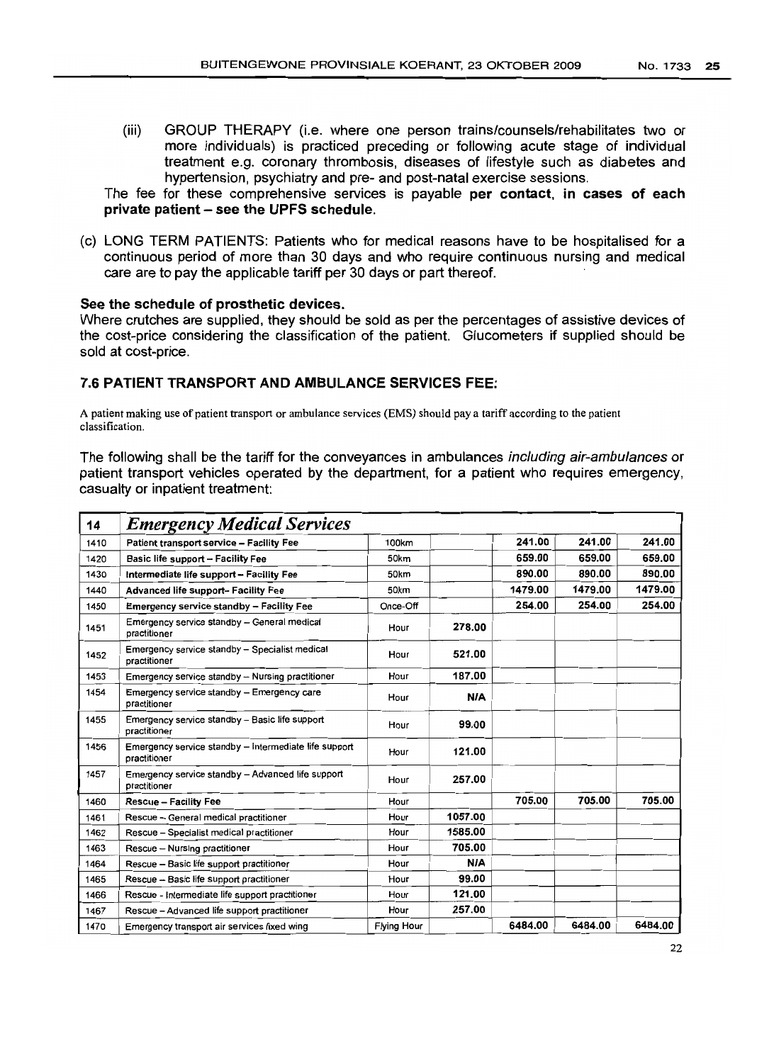(iii) GROUP THERAPY (i.e. where one person trains/counsels/rehabilitates two or more individuals) is practiced preceding or following acute stage of individual treatment e.g. coronary thrombosis, diseases of lifestyle such as diabetes and hypertension, psychiatry and pre- and post-natal exercise sessions.

The fee for these comprehensive services is payable **per contact, in cases of each private patient – see the UPFS schedule.**

(c) LONG TERM PATIENTS: Patients who for medical reasons have to be hospitalised for a continuous period of more than 30 days and who require continuous nursing and medical care are to pay the applicable tariff per 30 days or part thereof.

**See the schedule of prosthetic devices.**

Where crutches are supplied, they should be sold as per the percentages of assistive devices of the cost-price considering the classification of the patient. Glucometers if supplied should be sold at cost-price.

### 7.6 PATIENT TRANSPORT AND AMBULANCE SERVICES FEE:

A patient making use of patient transport or ambulance services (EMS) should pay a tariff according to the patient classification.

The following shall be the tariff for the conveyances in ambulances *including air-ambulances* or patient transport vehicles operated by the department, for a patient who requires emergency, casualty or inpatient treatment:

| 14 | *Emergency Medical Services* | | | | | |
|---|---|---|---|---|---|---|
| 1410 | **Patient transport service – Facility Fee** | 100km | | 241.00 | 241.00 | 241.00 |
| 1420 | **Basic life support – Facility Fee** | 50km | | 659.00 | 659.00 | 659.00 |
| 1430 | **Intermediate life support – Facility Fee** | 50km | | 890.00 | 890.00 | 890.00 |
| 1440 | **Advanced life support- Facility Fee** | 50km | | 1479.00 | 1479.00 | 1479.00 |
| 1450 | **Emergency service standby – Facility Fee** | Once-Off | | 254.00 | 254.00 | 254.00 |
| 1451 | Emergency service standby – General medical practitioner | Hour | 278.00 | | | |
| 1452 | Emergency service standby – Specialist medical practitioner | Hour | 521.00 | | | |
| 1453 | Emergency service standby – Nursing practitioner | Hour | 187.00 | | | |
| 1454 | Emergency service standby – Emergency care practitioner | Hour | N/A | | | |
| 1455 | Emergency service standby – Basic life support practitioner | Hour | 99.00 | | | |
| 1456 | Emergency service standby – Intermediate life support practitioner | Hour | 121.00 | | | |
| 1457 | Emergency service standby – Advanced life support practitioner | Hour | 257.00 | | | |
| 1460 | **Rescue – Facility Fee** | Hour | | 705.00 | 705.00 | 705.00 |
| 1461 | Rescue – General medical practitioner | Hour | 1057.00 | | | |
| 1462 | Rescue – Specialist medical practitioner | Hour | 1585.00 | | | |
| 1463 | Rescue – Nursing practitioner | Hour | 705.00 | | | |
| 1464 | Rescue – Basic life support practitioner | Hour | N/A | | | |
| 1465 | Rescue – Basic life support practitioner | Hour | 99.00 | | | |
| 1466 | Rescue - Intermediate life support practitioner | Hour | 121.00 | | | |
| 1467 | Rescue – Advanced life support practitioner | Hour | 257.00 | | | |
| 1470 | Emergency transport air services fixed wing | Flying Hour | | 6484.00 | 6484.00 | 6484.00 |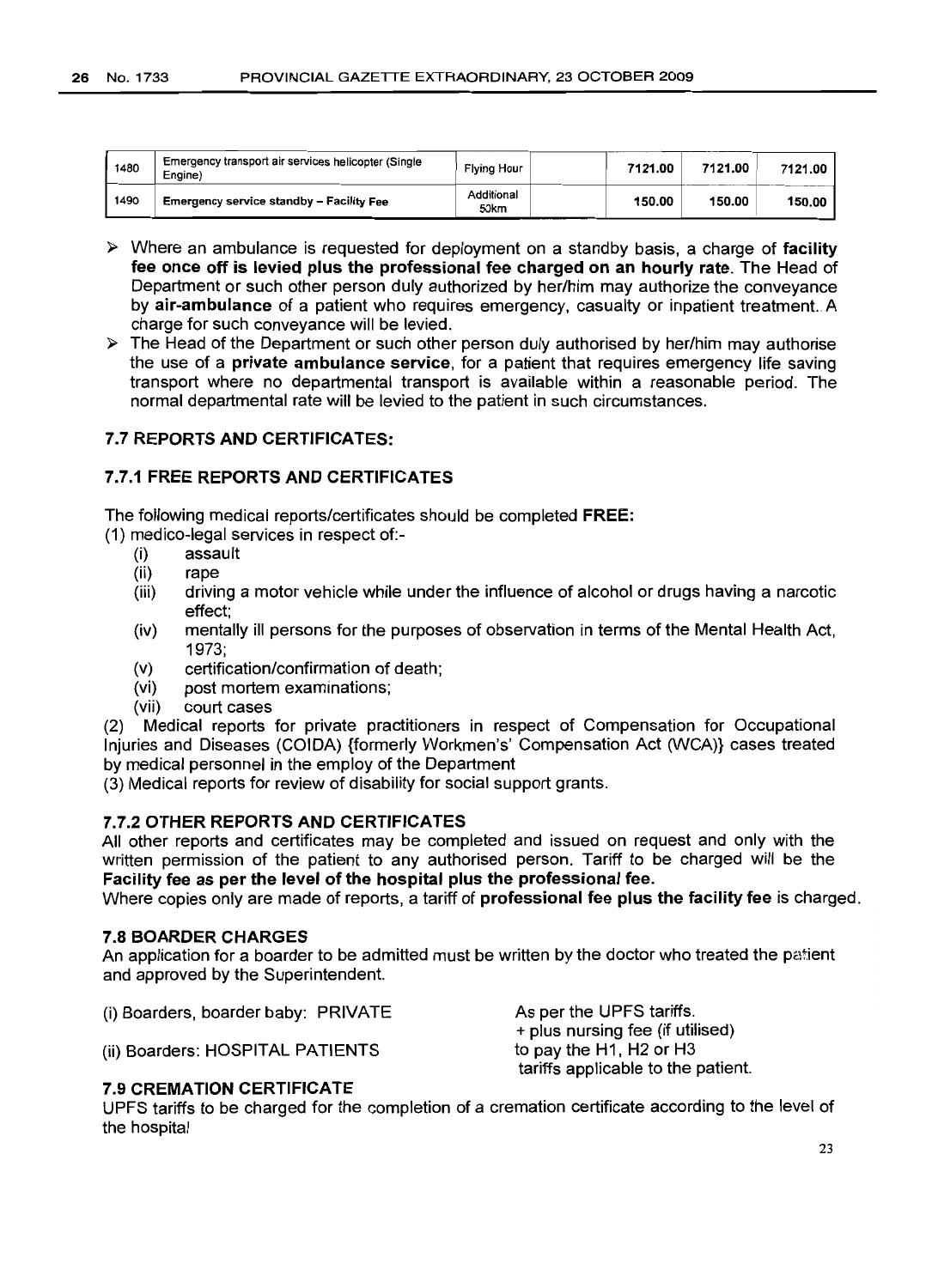| 1480 | Emergency transport air services helicopter (Single Engine) | Flying Hour | | 7121.00 | 7121.00 | 7121.00 |
|---|---|---|---|---|---|---|
| 1490 | **Emergency service standby – Facility Fee** | Additional 50km | | **150.00** | **150.00** | **150.00** |

- Where an ambulance is requested for deployment on a standby basis, a charge of **facility fee once off is levied plus the professional fee charged on an hourly rate**. The Head of Department or such other person duly authorized by her/him may authorize the conveyance by **air-ambulance** of a patient who requires emergency, casualty or inpatient treatment. A charge for such conveyance will be levied.
- The Head of the Department or such other person duly authorised by her/him may authorise the use of a **private ambulance service**, for a patient that requires emergency life saving transport where no departmental transport is available within a reasonable period. The normal departmental rate will be levied to the patient in such circumstances.

### 7.7 REPORTS AND CERTIFICATES:

### 7.7.1 FREE REPORTS AND CERTIFICATES

The following medical reports/certificates should be completed **FREE:**

(1) medico-legal services in respect of:-

- (i) assault
- (ii) rape
- (iii) driving a motor vehicle while under the influence of alcohol or drugs having a narcotic effect;
- (iv) mentally ill persons for the purposes of observation in terms of the Mental Health Act, 1973;
- (v) certification/confirmation of death;
- (vi) post mortem examinations;
- (vii) court cases

(2) Medical reports for private practitioners in respect of Compensation for Occupational Injuries and Diseases (COIDA) {formerly Workmen's' Compensation Act (WCA)} cases treated by medical personnel in the employ of the Department

(3) Medical reports for review of disability for social support grants.

### 7.7.2 OTHER REPORTS AND CERTIFICATES

All other reports and certificates may be completed and issued on request and only with the written permission of the patient to any authorised person. Tariff to be charged will be the **Facility fee as per the level of the hospital plus the professional fee.**

Where copies only are made of reports, a tariff of **professional fee plus the facility fee** is charged.

### 7.8 BOARDER CHARGES

An application for a boarder to be admitted must be written by the doctor who treated the patient and approved by the Superintendent.

(i) Boarders, boarder baby: PRIVATE — As per the UPFS tariffs. + plus nursing fee (if utilised)

(ii) Boarders: HOSPITAL PATIENTS — to pay the H1, H2 or H3 tariffs applicable to the patient.

### 7.9 CREMATION CERTIFICATE

UPFS tariffs to be charged for the completion of a cremation certificate according to the level of the hospital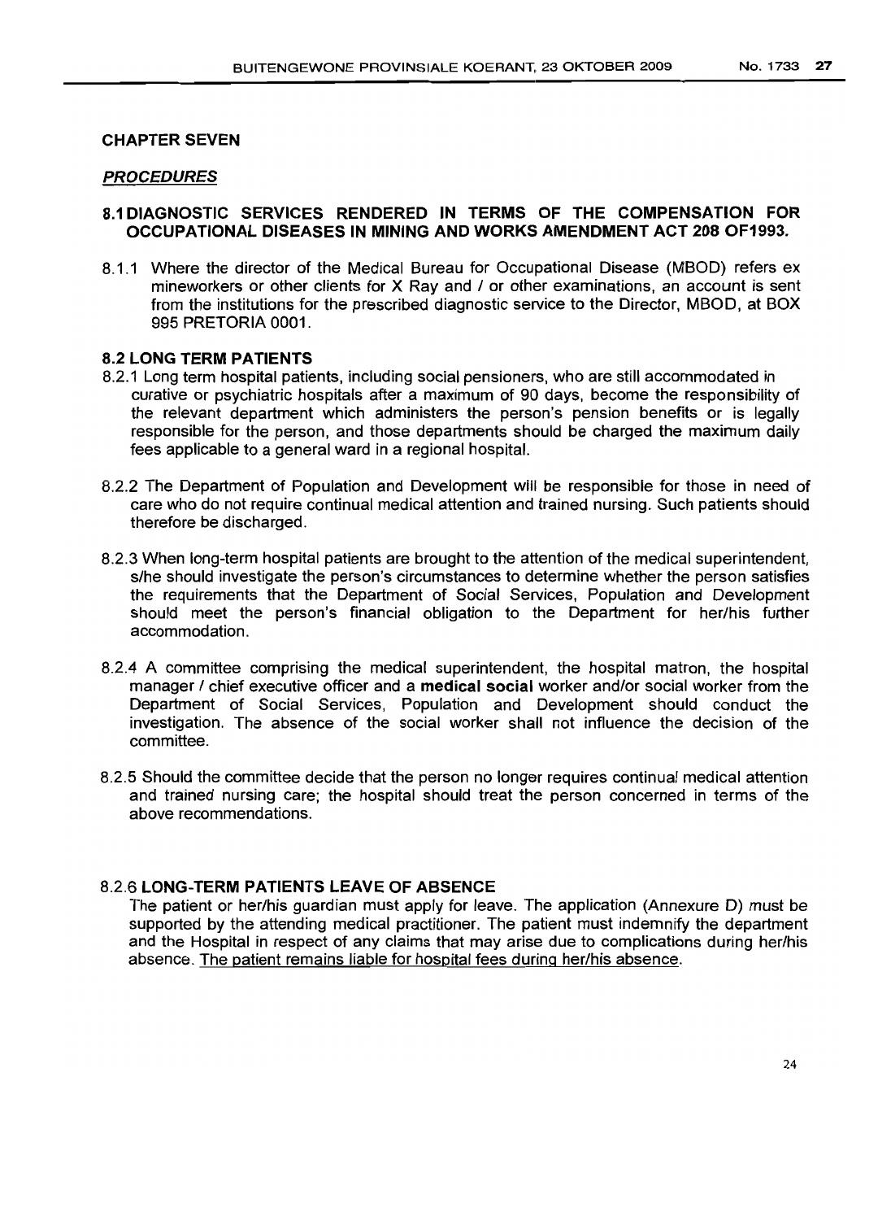## CHAPTER SEVEN

### *PROCEDURES*

### 8.1 DIAGNOSTIC SERVICES RENDERED IN TERMS OF THE COMPENSATION FOR OCCUPATIONAL DISEASES IN MINING AND WORKS AMENDMENT ACT 208 OF1993.

8.1.1 Where the director of the Medical Bureau for Occupational Disease (MBOD) refers ex mineworkers or other clients for X Ray and / or other examinations, an account is sent from the institutions for the prescribed diagnostic service to the Director, MBOD, at BOX 995 PRETORIA 0001.

### 8.2 LONG TERM PATIENTS

8.2.1 Long term hospital patients, including social pensioners, who are still accommodated in curative or psychiatric hospitals after a maximum of 90 days, become the responsibility of the relevant department which administers the person's pension benefits or is legally responsible for the person, and those departments should be charged the maximum daily fees applicable to a general ward in a regional hospital.

8.2.2 The Department of Population and Development will be responsible for those in need of care who do not require continual medical attention and trained nursing. Such patients should therefore be discharged.

8.2.3 When long-term hospital patients are brought to the attention of the medical superintendent, s/he should investigate the person's circumstances to determine whether the person satisfies the requirements that the Department of Social Services, Population and Development should meet the person's financial obligation to the Department for her/his further accommodation.

8.2.4 A committee comprising the medical superintendent, the hospital matron, the hospital manager / chief executive officer and a **medical social** worker and/or social worker from the Department of Social Services, Population and Development should conduct the investigation. The absence of the social worker shall not influence the decision of the committee.

8.2.5 Should the committee decide that the person no longer requires continual medical attention and trained nursing care; the hospital should treat the person concerned in terms of the above recommendations.

#### 8.2.6 LONG-TERM PATIENTS LEAVE OF ABSENCE

The patient or her/his guardian must apply for leave. The application (Annexure D) must be supported by the attending medical practitioner. The patient must indemnify the department and the Hospital in respect of any claims that may arise due to complications during her/his absence. <u>The patient remains liable for hospital fees during her/his absence.</u>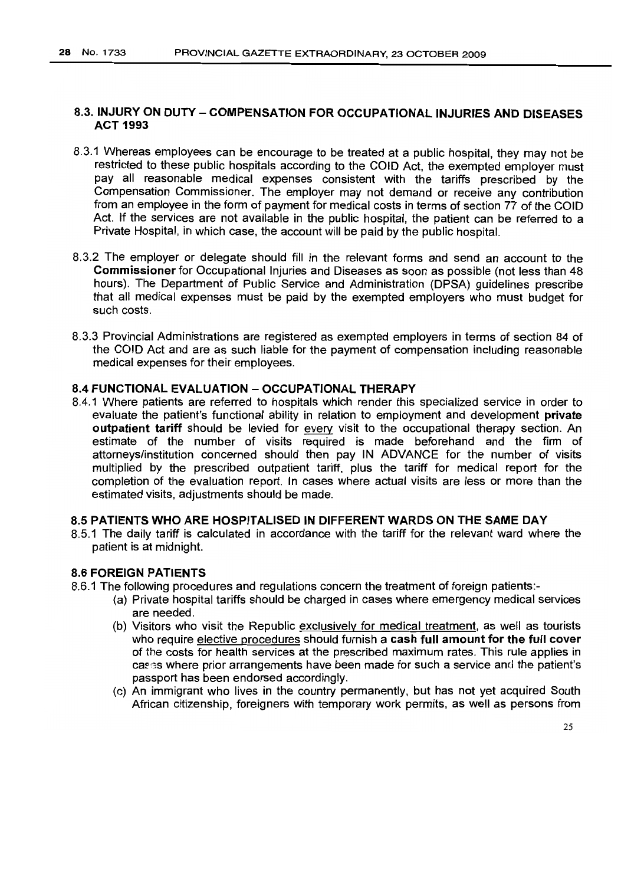## 8.3. INJURY ON DUTY – COMPENSATION FOR OCCUPATIONAL INJURIES AND DISEASES ACT 1993

8.3.1 Whereas employees can be encourage to be treated at a public hospital, they may not be restricted to these public hospitals according to the COID Act, the exempted employer must pay all reasonable medical expenses consistent with the tariffs prescribed by the Compensation Commissioner. The employer may not demand or receive any contribution from an employee in the form of payment for medical costs in terms of section 77 of the COID Act. If the services are not available in the public hospital, the patient can be referred to a Private Hospital, in which case, the account will be paid by the public hospital.

8.3.2 The employer or delegate should fill in the relevant forms and send an account to the **Commissioner** for Occupational Injuries and Diseases as soon as possible (not less than 48 hours). The Department of Public Service and Administration (DPSA) guidelines prescribe that all medical expenses must be paid by the exempted employers who must budget for such costs.

8.3.3 Provincial Administrations are registered as exempted employers in terms of section 84 of the COID Act and are as such liable for the payment of compensation including reasonable medical expenses for their employees.

## 8.4 FUNCTIONAL EVALUATION – OCCUPATIONAL THERAPY

8.4.1 Where patients are referred to hospitals which render this specialized service in order to evaluate the patient's functional ability in relation to employment and development **private outpatient tariff** should be levied for every visit to the occupational therapy section. An estimate of the number of visits required is made beforehand and the firm of attorneys/institution concerned should then pay IN ADVANCE for the number of visits multiplied by the prescribed outpatient tariff, plus the tariff for medical report for the completion of the evaluation report. In cases where actual visits are less or more than the estimated visits, adjustments should be made.

## 8.5 PATIENTS WHO ARE HOSPITALISED IN DIFFERENT WARDS ON THE SAME DAY

8.5.1 The daily tariff is calculated in accordance with the tariff for the relevant ward where the patient is at midnight.

## 8.6 FOREIGN PATIENTS

8.6.1 The following procedures and regulations concern the treatment of foreign patients:-

- (a) Private hospital tariffs should be charged in cases where emergency medical services are needed.
- (b) Visitors who visit the Republic exclusively for medical treatment, as well as tourists who require elective procedures should furnish a **cash full amount for the full cover** of the costs for health services at the prescribed maximum rates. This rule applies in cases where prior arrangements have been made for such a service and the patient's passport has been endorsed accordingly.
- (c) An immigrant who lives in the country permanently, but has not yet acquired South African citizenship, foreigners with temporary work permits, as well as persons from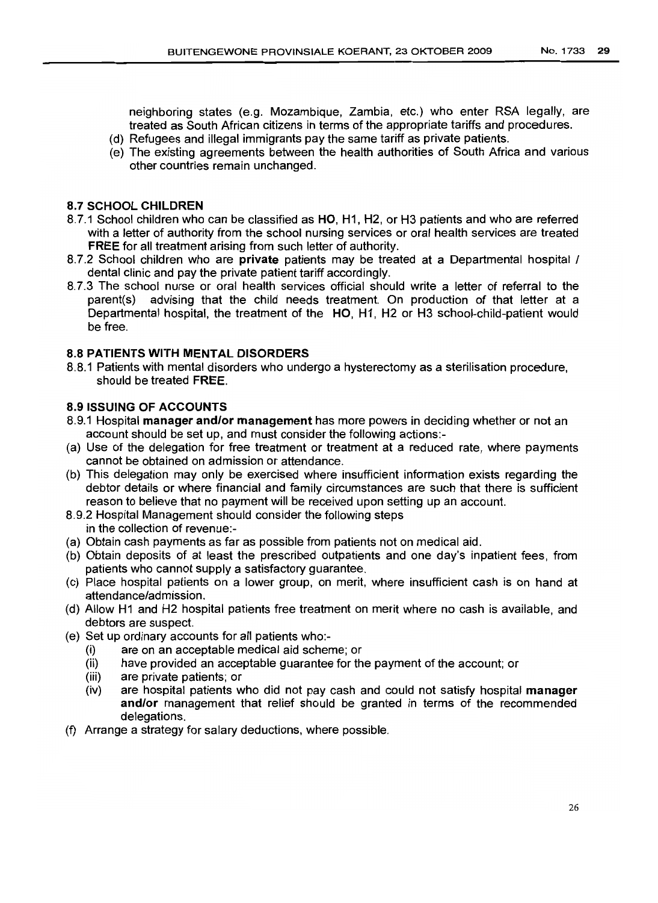neighboring states (e.g. Mozambique, Zambia, etc.) who enter RSA legally, are treated as South African citizens in terms of the appropriate tariffs and procedures.

(d) Refugees and illegal immigrants pay the same tariff as private patients.

(e) The existing agreements between the health authorities of South Africa and various other countries remain unchanged.

### 8.7 SCHOOL CHILDREN

8.7.1 School children who can be classified as **HO**, H1, H2, or H3 patients and who are referred with a letter of authority from the school nursing services or oral health services are treated **FREE** for all treatment arising from such letter of authority.

8.7.2 School children who are **private** patients may be treated at a Departmental hospital / dental clinic and pay the private patient tariff accordingly.

8.7.3 The school nurse or oral health services official should write a letter of referral to the parent(s) advising that the child needs treatment. On production of that letter at a Departmental hospital, the treatment of the **HO**, H1, H2 or H3 school-child-patient would be free.

### 8.8 PATIENTS WITH MENTAL DISORDERS

8.8.1 Patients with mental disorders who undergo a hysterectomy as a sterilisation procedure, should be treated **FREE**.

### 8.9 ISSUING OF ACCOUNTS

8.9.1 Hospital **manager and/or management** has more powers in deciding whether or not an account should be set up, and must consider the following actions:-

(a) Use of the delegation for free treatment or treatment at a reduced rate, where payments cannot be obtained on admission or attendance.

(b) This delegation may only be exercised where insufficient information exists regarding the debtor details or where financial and family circumstances are such that there is sufficient reason to believe that no payment will be received upon setting up an account.

8.9.2 Hospital Management should consider the following steps in the collection of revenue:-

(a) Obtain cash payments as far as possible from patients not on medical aid.

(b) Obtain deposits of at least the prescribed outpatients and one day's inpatient fees, from patients who cannot supply a satisfactory guarantee.

(c) Place hospital patients on a lower group, on merit, where insufficient cash is on hand at attendance/admission.

(d) Allow H1 and H2 hospital patients free treatment on merit where no cash is available, and debtors are suspect.

(e) Set up ordinary accounts for all patients who:-

- (i) are on an acceptable medical aid scheme; or
- (ii) have provided an acceptable guarantee for the payment of the account; or
- (iii) are private patients; or
- (iv) are hospital patients who did not pay cash and could not satisfy hospital **manager and/or** management that relief should be granted in terms of the recommended delegations.

(f) Arrange a strategy for salary deductions, where possible.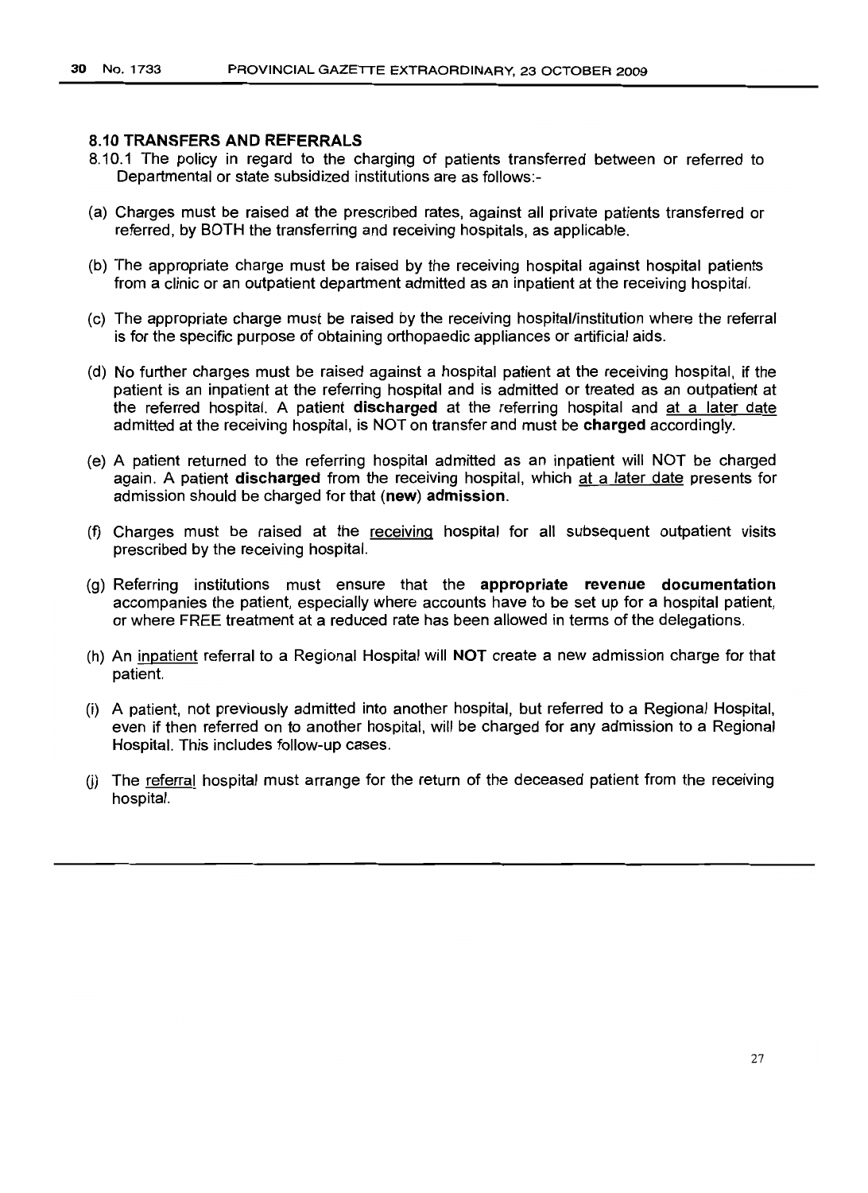### 8.10 TRANSFERS AND REFERRALS

8.10.1 The policy in regard to the charging of patients transferred between or referred to Departmental or state subsidized institutions are as follows:-

(a) Charges must be raised at the prescribed rates, against all private patients transferred or referred, by BOTH the transferring and receiving hospitals, as applicable.

(b) The appropriate charge must be raised by the receiving hospital against hospital patients from a clinic or an outpatient department admitted as an inpatient at the receiving hospital.

(c) The appropriate charge must be raised by the receiving hospital/institution where the referral is for the specific purpose of obtaining orthopaedic appliances or artificial aids.

(d) No further charges must be raised against a hospital patient at the receiving hospital, if the patient is an inpatient at the referring hospital and is admitted or treated as an outpatient at the referred hospital. A patient **discharged** at the referring hospital and <u>at a later date</u> admitted at the receiving hospital, is NOT on transfer and must be **charged** accordingly.

(e) A patient returned to the referring hospital admitted as an inpatient will NOT be charged again. A patient **discharged** from the receiving hospital, which <u>at a later date</u> presents for admission should be charged for that **(new) admission**.

(f) Charges must be raised at the <u>receiving</u> hospital for all subsequent outpatient visits prescribed by the receiving hospital.

(g) Referring institutions must ensure that the **appropriate revenue documentation** accompanies the patient, especially where accounts have to be set up for a hospital patient, or where FREE treatment at a reduced rate has been allowed in terms of the delegations.

(h) An <u>inpatient</u> referral to a Regional Hospital will **NOT** create a new admission charge for that patient.

(i) A patient, not previously admitted into another hospital, but referred to a Regional Hospital, even if then referred on to another hospital, will be charged for any admission to a Regional Hospital. This includes follow-up cases.

(j) The <u>referral</u> hospital must arrange for the return of the deceased patient from the receiving hospital.